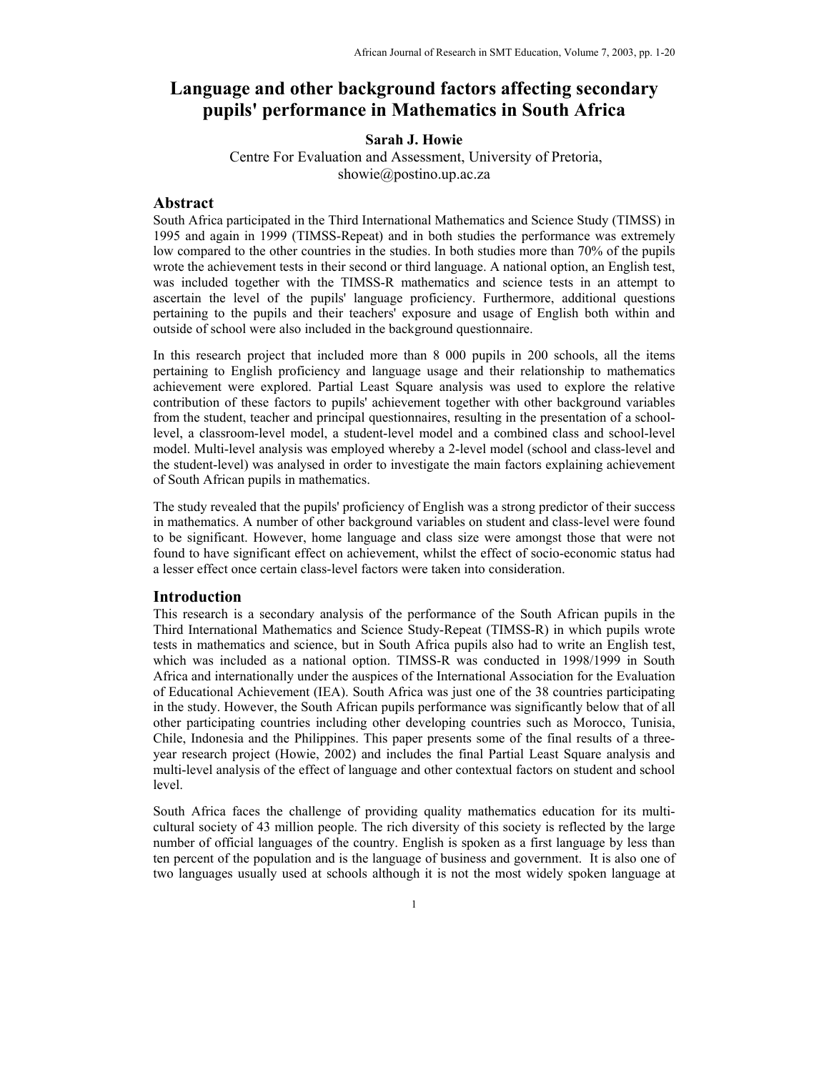# Language and other background factors affecting secondary pupils' performance in Mathematics in South Africa

**Sarah J. Howie**

Centre For Evaluation and Assessment, University of Pretoria,
showie@postino.up.ac.za

## Abstract

South Africa participated in the Third International Mathematics and Science Study (TIMSS) in 1995 and again in 1999 (TIMSS-Repeat) and in both studies the performance was extremely low compared to the other countries in the studies. In both studies more than 70% of the pupils wrote the achievement tests in their second or third language. A national option, an English test, was included together with the TIMSS-R mathematics and science tests in an attempt to ascertain the level of the pupils' language proficiency. Furthermore, additional questions pertaining to the pupils and their teachers' exposure and usage of English both within and outside of school were also included in the background questionnaire.

In this research project that included more than 8 000 pupils in 200 schools, all the items pertaining to English proficiency and language usage and their relationship to mathematics achievement were explored. Partial Least Square analysis was used to explore the relative contribution of these factors to pupils' achievement together with other background variables from the student, teacher and principal questionnaires, resulting in the presentation of a school-level, a classroom-level model, a student-level model and a combined class and school-level model. Multi-level analysis was employed whereby a 2-level model (school and class-level and the student-level) was analysed in order to investigate the main factors explaining achievement of South African pupils in mathematics.

The study revealed that the pupils' proficiency of English was a strong predictor of their success in mathematics. A number of other background variables on student and class-level were found to be significant. However, home language and class size were amongst those that were not found to have significant effect on achievement, whilst the effect of socio-economic status had a lesser effect once certain class-level factors were taken into consideration.

## Introduction

This research is a secondary analysis of the performance of the South African pupils in the Third International Mathematics and Science Study-Repeat (TIMSS-R) in which pupils wrote tests in mathematics and science, but in South Africa pupils also had to write an English test, which was included as a national option. TIMSS-R was conducted in 1998/1999 in South Africa and internationally under the auspices of the International Association for the Evaluation of Educational Achievement (IEA). South Africa was just one of the 38 countries participating in the study. However, the South African pupils performance was significantly below that of all other participating countries including other developing countries such as Morocco, Tunisia, Chile, Indonesia and the Philippines. This paper presents some of the final results of a three-year research project (Howie, 2002) and includes the final Partial Least Square analysis and multi-level analysis of the effect of language and other contextual factors on student and school level.

South Africa faces the challenge of providing quality mathematics education for its multi-cultural society of 43 million people. The rich diversity of this society is reflected by the large number of official languages of the country. English is spoken as a first language by less than ten percent of the population and is the language of business and government. It is also one of two languages usually used at schools although it is not the most widely spoken language at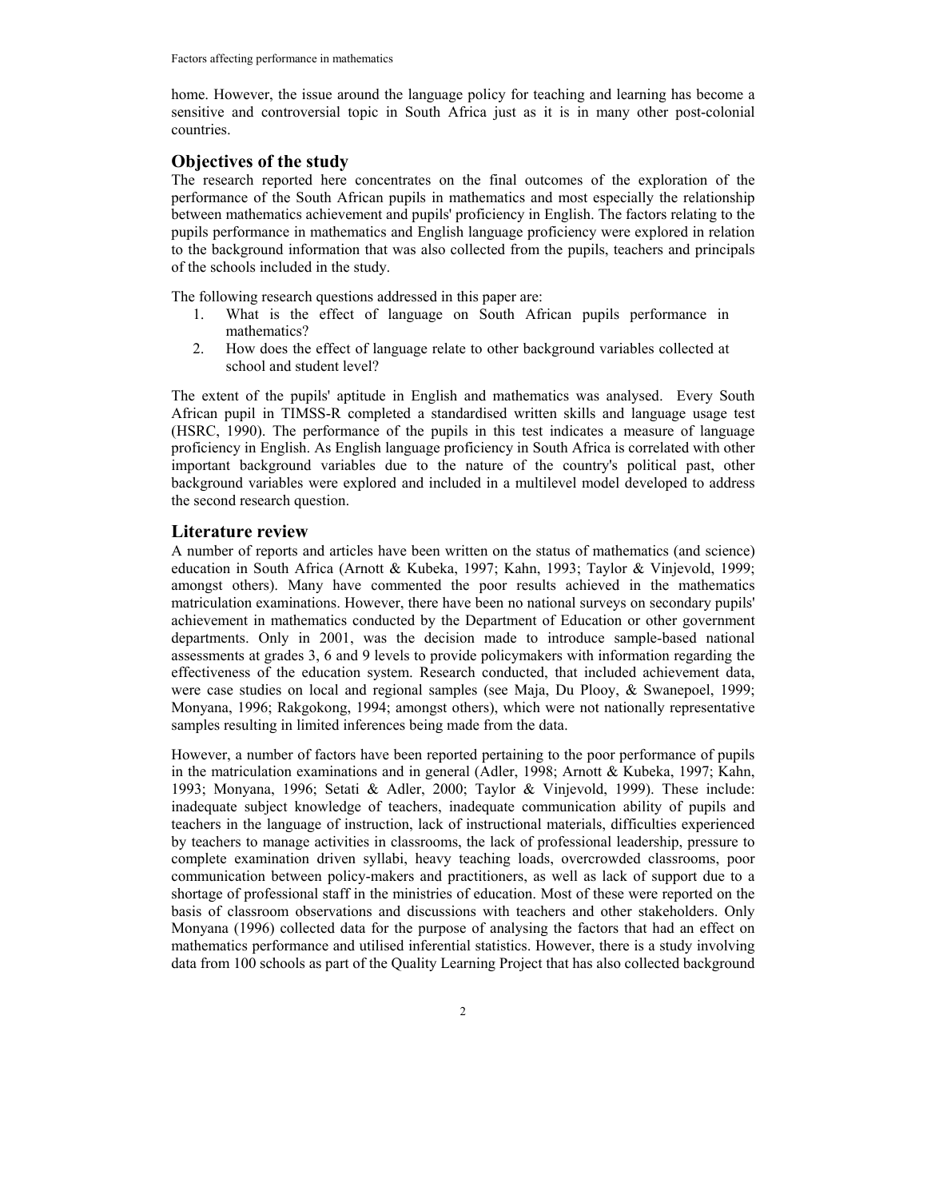home. However, the issue around the language policy for teaching and learning has become a sensitive and controversial topic in South Africa just as it is in many other post-colonial countries.

## Objectives of the study

The research reported here concentrates on the final outcomes of the exploration of the performance of the South African pupils in mathematics and most especially the relationship between mathematics achievement and pupils' proficiency in English. The factors relating to the pupils performance in mathematics and English language proficiency were explored in relation to the background information that was also collected from the pupils, teachers and principals of the schools included in the study.

The following research questions addressed in this paper are:

1. What is the effect of language on South African pupils performance in mathematics?
2. How does the effect of language relate to other background variables collected at school and student level?

The extent of the pupils' aptitude in English and mathematics was analysed. Every South African pupil in TIMSS-R completed a standardised written skills and language usage test (HSRC, 1990). The performance of the pupils in this test indicates a measure of language proficiency in English. As English language proficiency in South Africa is correlated with other important background variables due to the nature of the country's political past, other background variables were explored and included in a multilevel model developed to address the second research question.

## Literature review

A number of reports and articles have been written on the status of mathematics (and science) education in South Africa (Arnott & Kubeka, 1997; Kahn, 1993; Taylor & Vinjevold, 1999; amongst others). Many have commented the poor results achieved in the mathematics matriculation examinations. However, there have been no national surveys on secondary pupils' achievement in mathematics conducted by the Department of Education or other government departments. Only in 2001, was the decision made to introduce sample-based national assessments at grades 3, 6 and 9 levels to provide policymakers with information regarding the effectiveness of the education system. Research conducted, that included achievement data, were case studies on local and regional samples (see Maja, Du Plooy, & Swanepoel, 1999; Monyana, 1996; Rakgokong, 1994; amongst others), which were not nationally representative samples resulting in limited inferences being made from the data.

However, a number of factors have been reported pertaining to the poor performance of pupils in the matriculation examinations and in general (Adler, 1998; Arnott & Kubeka, 1997; Kahn, 1993; Monyana, 1996; Setati & Adler, 2000; Taylor & Vinjevold, 1999). These include: inadequate subject knowledge of teachers, inadequate communication ability of pupils and teachers in the language of instruction, lack of instructional materials, difficulties experienced by teachers to manage activities in classrooms, the lack of professional leadership, pressure to complete examination driven syllabi, heavy teaching loads, overcrowded classrooms, poor communication between policy-makers and practitioners, as well as lack of support due to a shortage of professional staff in the ministries of education. Most of these were reported on the basis of classroom observations and discussions with teachers and other stakeholders. Only Monyana (1996) collected data for the purpose of analysing the factors that had an effect on mathematics performance and utilised inferential statistics. However, there is a study involving data from 100 schools as part of the Quality Learning Project that has also collected background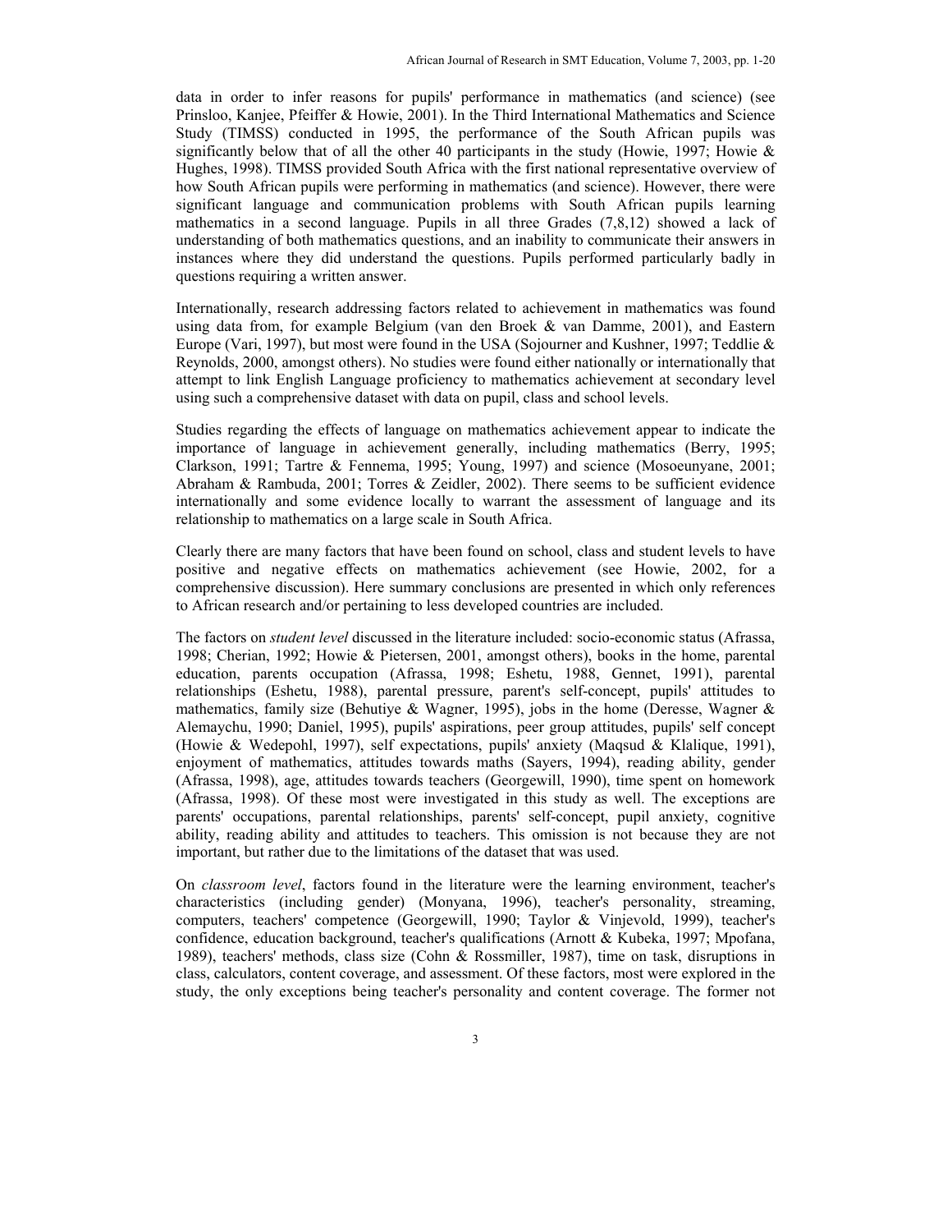data in order to infer reasons for pupils' performance in mathematics (and science) (see Prinsloo, Kanjee, Pfeiffer & Howie, 2001). In the Third International Mathematics and Science Study (TIMSS) conducted in 1995, the performance of the South African pupils was significantly below that of all the other 40 participants in the study (Howie, 1997; Howie & Hughes, 1998). TIMSS provided South Africa with the first national representative overview of how South African pupils were performing in mathematics (and science). However, there were significant language and communication problems with South African pupils learning mathematics in a second language. Pupils in all three Grades (7,8,12) showed a lack of understanding of both mathematics questions, and an inability to communicate their answers in instances where they did understand the questions. Pupils performed particularly badly in questions requiring a written answer.

Internationally, research addressing factors related to achievement in mathematics was found using data from, for example Belgium (van den Broek & van Damme, 2001), and Eastern Europe (Vari, 1997), but most were found in the USA (Sojourner and Kushner, 1997; Teddlie & Reynolds, 2000, amongst others). No studies were found either nationally or internationally that attempt to link English Language proficiency to mathematics achievement at secondary level using such a comprehensive dataset with data on pupil, class and school levels.

Studies regarding the effects of language on mathematics achievement appear to indicate the importance of language in achievement generally, including mathematics (Berry, 1995; Clarkson, 1991; Tartre & Fennema, 1995; Young, 1997) and science (Mosoeunyane, 2001; Abraham & Rambuda, 2001; Torres & Zeidler, 2002). There seems to be sufficient evidence internationally and some evidence locally to warrant the assessment of language and its relationship to mathematics on a large scale in South Africa.

Clearly there are many factors that have been found on school, class and student levels to have positive and negative effects on mathematics achievement (see Howie, 2002, for a comprehensive discussion). Here summary conclusions are presented in which only references to African research and/or pertaining to less developed countries are included.

The factors on *student level* discussed in the literature included: socio-economic status (Afrassa, 1998; Cherian, 1992; Howie & Pietersen, 2001, amongst others), books in the home, parental education, parents occupation (Afrassa, 1998; Eshetu, 1988, Gennet, 1991), parental relationships (Eshetu, 1988), parental pressure, parent's self-concept, pupils' attitudes to mathematics, family size (Behutiye & Wagner, 1995), jobs in the home (Deresse, Wagner & Alemaychu, 1990; Daniel, 1995), pupils' aspirations, peer group attitudes, pupils' self concept (Howie & Wedepohl, 1997), self expectations, pupils' anxiety (Maqsud & Klalique, 1991), enjoyment of mathematics, attitudes towards maths (Sayers, 1994), reading ability, gender (Afrassa, 1998), age, attitudes towards teachers (Georgewill, 1990), time spent on homework (Afrassa, 1998). Of these most were investigated in this study as well. The exceptions are parents' occupations, parental relationships, parents' self-concept, pupil anxiety, cognitive ability, reading ability and attitudes to teachers. This omission is not because they are not important, but rather due to the limitations of the dataset that was used.

On *classroom level*, factors found in the literature were the learning environment, teacher's characteristics (including gender) (Monyana, 1996), teacher's personality, streaming, computers, teachers' competence (Georgewill, 1990; Taylor & Vinjevold, 1999), teacher's confidence, education background, teacher's qualifications (Arnott & Kubeka, 1997; Mpofana, 1989), teachers' methods, class size (Cohn & Rossmiller, 1987), time on task, disruptions in class, calculators, content coverage, and assessment. Of these factors, most were explored in the study, the only exceptions being teacher's personality and content coverage. The former not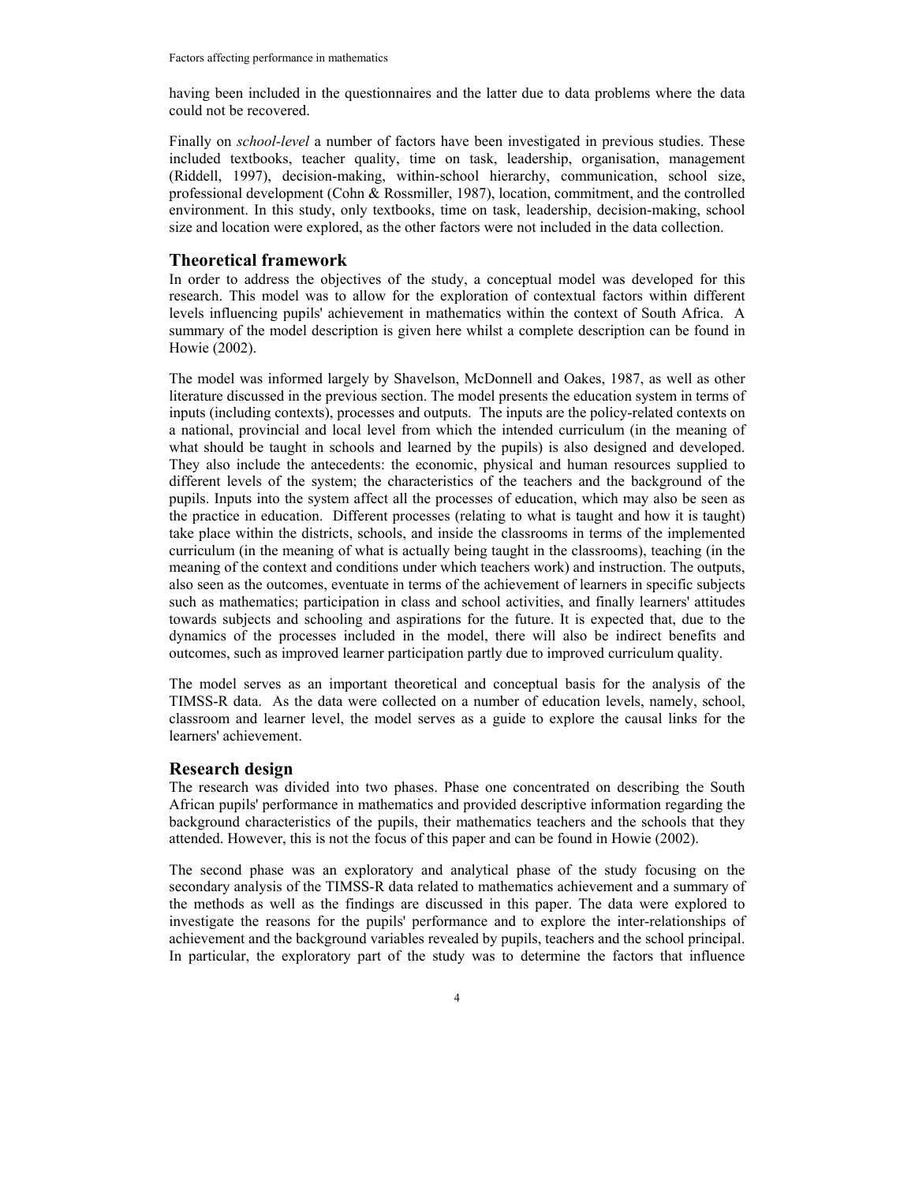having been included in the questionnaires and the latter due to data problems where the data could not be recovered.

Finally on *school-level* a number of factors have been investigated in previous studies. These included textbooks, teacher quality, time on task, leadership, organisation, management (Riddell, 1997), decision-making, within-school hierarchy, communication, school size, professional development (Cohn & Rossmiller, 1987), location, commitment, and the controlled environment. In this study, only textbooks, time on task, leadership, decision-making, school size and location were explored, as the other factors were not included in the data collection.

## Theoretical framework

In order to address the objectives of the study, a conceptual model was developed for this research. This model was to allow for the exploration of contextual factors within different levels influencing pupils' achievement in mathematics within the context of South Africa. A summary of the model description is given here whilst a complete description can be found in Howie (2002).

The model was informed largely by Shavelson, McDonnell and Oakes, 1987, as well as other literature discussed in the previous section. The model presents the education system in terms of inputs (including contexts), processes and outputs. The inputs are the policy-related contexts on a national, provincial and local level from which the intended curriculum (in the meaning of what should be taught in schools and learned by the pupils) is also designed and developed. They also include the antecedents: the economic, physical and human resources supplied to different levels of the system; the characteristics of the teachers and the background of the pupils. Inputs into the system affect all the processes of education, which may also be seen as the practice in education. Different processes (relating to what is taught and how it is taught) take place within the districts, schools, and inside the classrooms in terms of the implemented curriculum (in the meaning of what is actually being taught in the classrooms), teaching (in the meaning of the context and conditions under which teachers work) and instruction. The outputs, also seen as the outcomes, eventuate in terms of the achievement of learners in specific subjects such as mathematics; participation in class and school activities, and finally learners' attitudes towards subjects and schooling and aspirations for the future. It is expected that, due to the dynamics of the processes included in the model, there will also be indirect benefits and outcomes, such as improved learner participation partly due to improved curriculum quality.

The model serves as an important theoretical and conceptual basis for the analysis of the TIMSS-R data. As the data were collected on a number of education levels, namely, school, classroom and learner level, the model serves as a guide to explore the causal links for the learners' achievement.

## Research design

The research was divided into two phases. Phase one concentrated on describing the South African pupils' performance in mathematics and provided descriptive information regarding the background characteristics of the pupils, their mathematics teachers and the schools that they attended. However, this is not the focus of this paper and can be found in Howie (2002).

The second phase was an exploratory and analytical phase of the study focusing on the secondary analysis of the TIMSS-R data related to mathematics achievement and a summary of the methods as well as the findings are discussed in this paper. The data were explored to investigate the reasons for the pupils' performance and to explore the inter-relationships of achievement and the background variables revealed by pupils, teachers and the school principal. In particular, the exploratory part of the study was to determine the factors that influence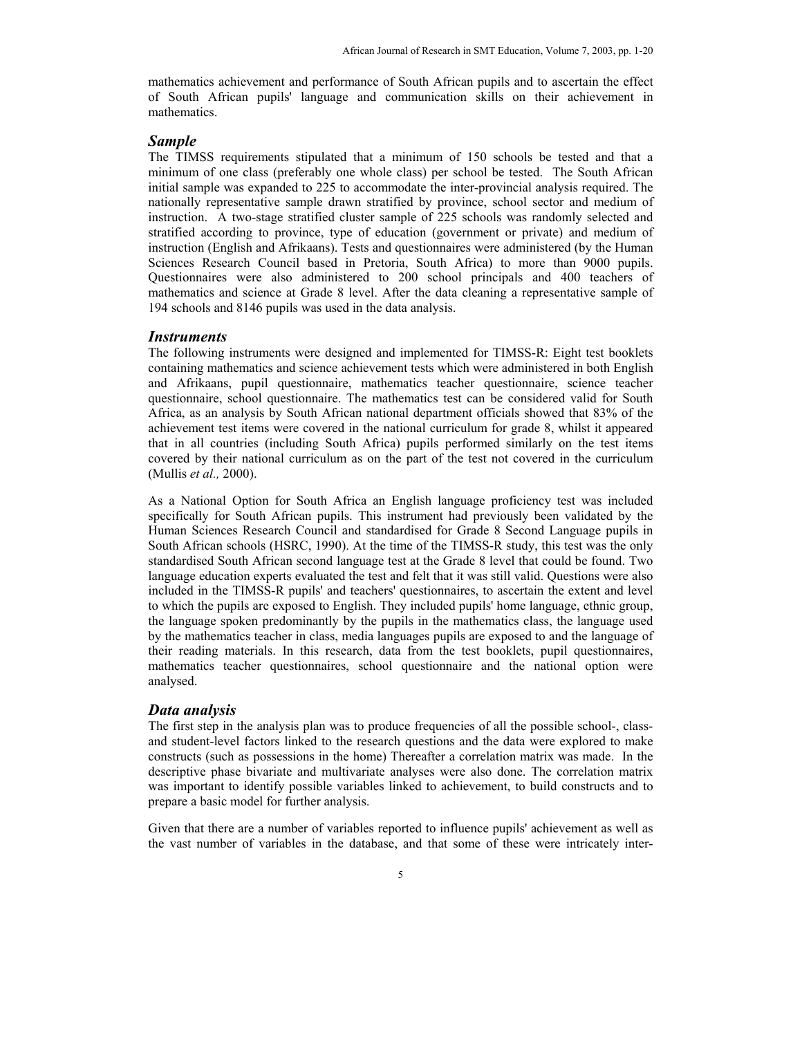mathematics achievement and performance of South African pupils and to ascertain the effect of South African pupils' language and communication skills on their achievement in mathematics.

### *Sample*

The TIMSS requirements stipulated that a minimum of 150 schools be tested and that a minimum of one class (preferably one whole class) per school be tested. The South African initial sample was expanded to 225 to accommodate the inter-provincial analysis required. The nationally representative sample drawn stratified by province, school sector and medium of instruction. A two-stage stratified cluster sample of 225 schools was randomly selected and stratified according to province, type of education (government or private) and medium of instruction (English and Afrikaans). Tests and questionnaires were administered (by the Human Sciences Research Council based in Pretoria, South Africa) to more than 9000 pupils. Questionnaires were also administered to 200 school principals and 400 teachers of mathematics and science at Grade 8 level. After the data cleaning a representative sample of 194 schools and 8146 pupils was used in the data analysis.

### *Instruments*

The following instruments were designed and implemented for TIMSS-R: Eight test booklets containing mathematics and science achievement tests which were administered in both English and Afrikaans, pupil questionnaire, mathematics teacher questionnaire, science teacher questionnaire, school questionnaire. The mathematics test can be considered valid for South Africa, as an analysis by South African national department officials showed that 83% of the achievement test items were covered in the national curriculum for grade 8, whilst it appeared that in all countries (including South Africa) pupils performed similarly on the test items covered by their national curriculum as on the part of the test not covered in the curriculum (Mullis *et al.,* 2000).

As a National Option for South Africa an English language proficiency test was included specifically for South African pupils. This instrument had previously been validated by the Human Sciences Research Council and standardised for Grade 8 Second Language pupils in South African schools (HSRC, 1990). At the time of the TIMSS-R study, this test was the only standardised South African second language test at the Grade 8 level that could be found. Two language education experts evaluated the test and felt that it was still valid. Questions were also included in the TIMSS-R pupils' and teachers' questionnaires, to ascertain the extent and level to which the pupils are exposed to English. They included pupils' home language, ethnic group, the language spoken predominantly by the pupils in the mathematics class, the language used by the mathematics teacher in class, media languages pupils are exposed to and the language of their reading materials. In this research, data from the test booklets, pupil questionnaires, mathematics teacher questionnaires, school questionnaire and the national option were analysed.

### *Data analysis*

The first step in the analysis plan was to produce frequencies of all the possible school-, class- and student-level factors linked to the research questions and the data were explored to make constructs (such as possessions in the home) Thereafter a correlation matrix was made. In the descriptive phase bivariate and multivariate analyses were also done. The correlation matrix was important to identify possible variables linked to achievement, to build constructs and to prepare a basic model for further analysis.

Given that there are a number of variables reported to influence pupils' achievement as well as the vast number of variables in the database, and that some of these were intricately inter-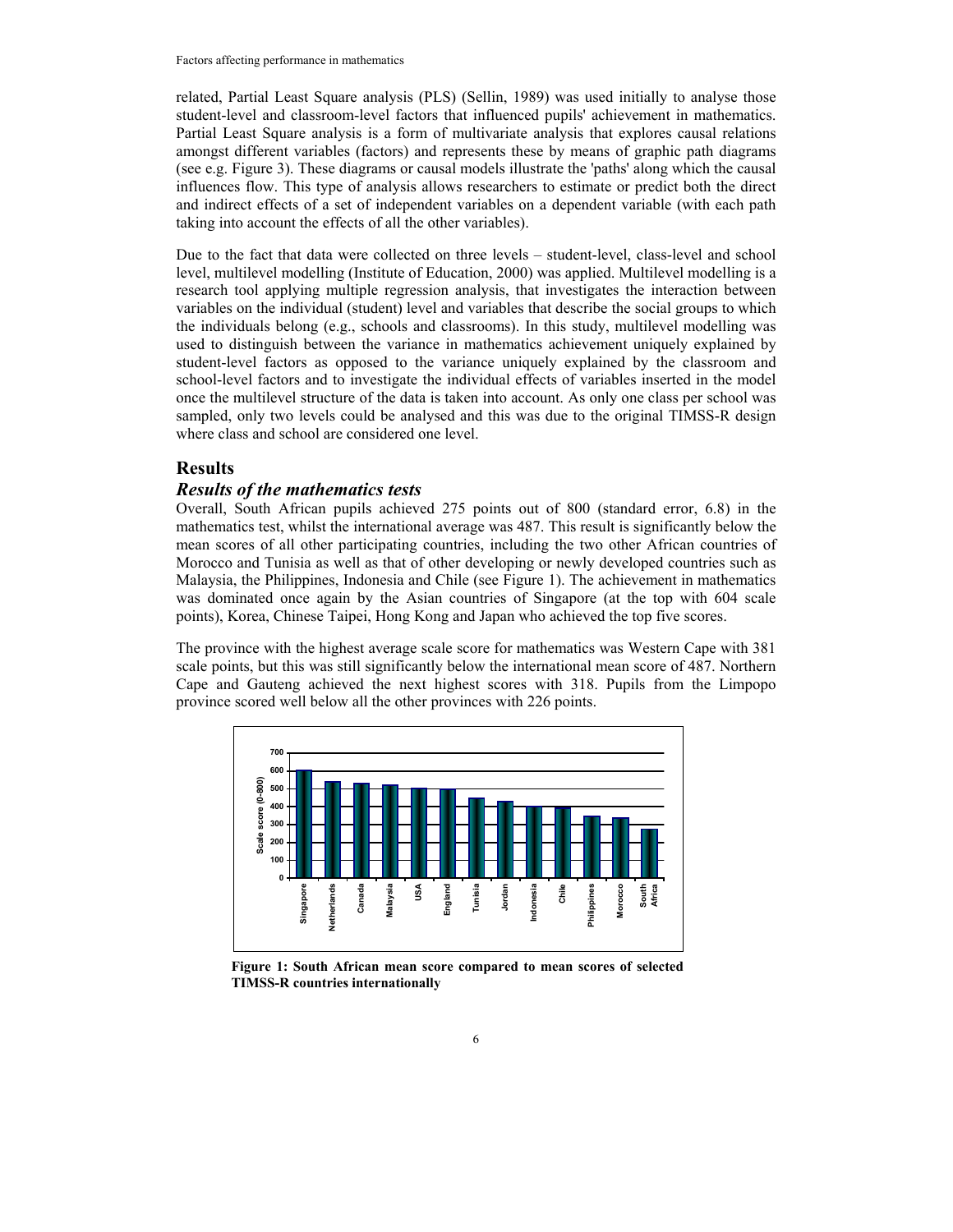related, Partial Least Square analysis (PLS) (Sellin, 1989) was used initially to analyse those student-level and classroom-level factors that influenced pupils' achievement in mathematics. Partial Least Square analysis is a form of multivariate analysis that explores causal relations amongst different variables (factors) and represents these by means of graphic path diagrams (see e.g. Figure 3). These diagrams or causal models illustrate the 'paths' along which the causal influences flow. This type of analysis allows researchers to estimate or predict both the direct and indirect effects of a set of independent variables on a dependent variable (with each path taking into account the effects of all the other variables).

Due to the fact that data were collected on three levels – student-level, class-level and school level, multilevel modelling (Institute of Education, 2000) was applied. Multilevel modelling is a research tool applying multiple regression analysis, that investigates the interaction between variables on the individual (student) level and variables that describe the social groups to which the individuals belong (e.g., schools and classrooms). In this study, multilevel modelling was used to distinguish between the variance in mathematics achievement uniquely explained by student-level factors as opposed to the variance uniquely explained by the classroom and school-level factors and to investigate the individual effects of variables inserted in the model once the multilevel structure of the data is taken into account. As only one class per school was sampled, only two levels could be analysed and this was due to the original TIMSS-R design where class and school are considered one level.

## Results

### *Results of the mathematics tests*

Overall, South African pupils achieved 275 points out of 800 (standard error, 6.8) in the mathematics test, whilst the international average was 487. This result is significantly below the mean scores of all other participating countries, including the two other African countries of Morocco and Tunisia as well as that of other developing or newly developed countries such as Malaysia, the Philippines, Indonesia and Chile (see Figure 1). The achievement in mathematics was dominated once again by the Asian countries of Singapore (at the top with 604 scale points), Korea, Chinese Taipei, Hong Kong and Japan who achieved the top five scores.

The province with the highest average scale score for mathematics was Western Cape with 381 scale points, but this was still significantly below the international mean score of 487. Northern Cape and Gauteng achieved the next highest scores with 318. Pupils from the Limpopo province scored well below all the other provinces with 226 points.

**Figure 1: South African mean score compared to mean scores of selected TIMSS-R countries internationally**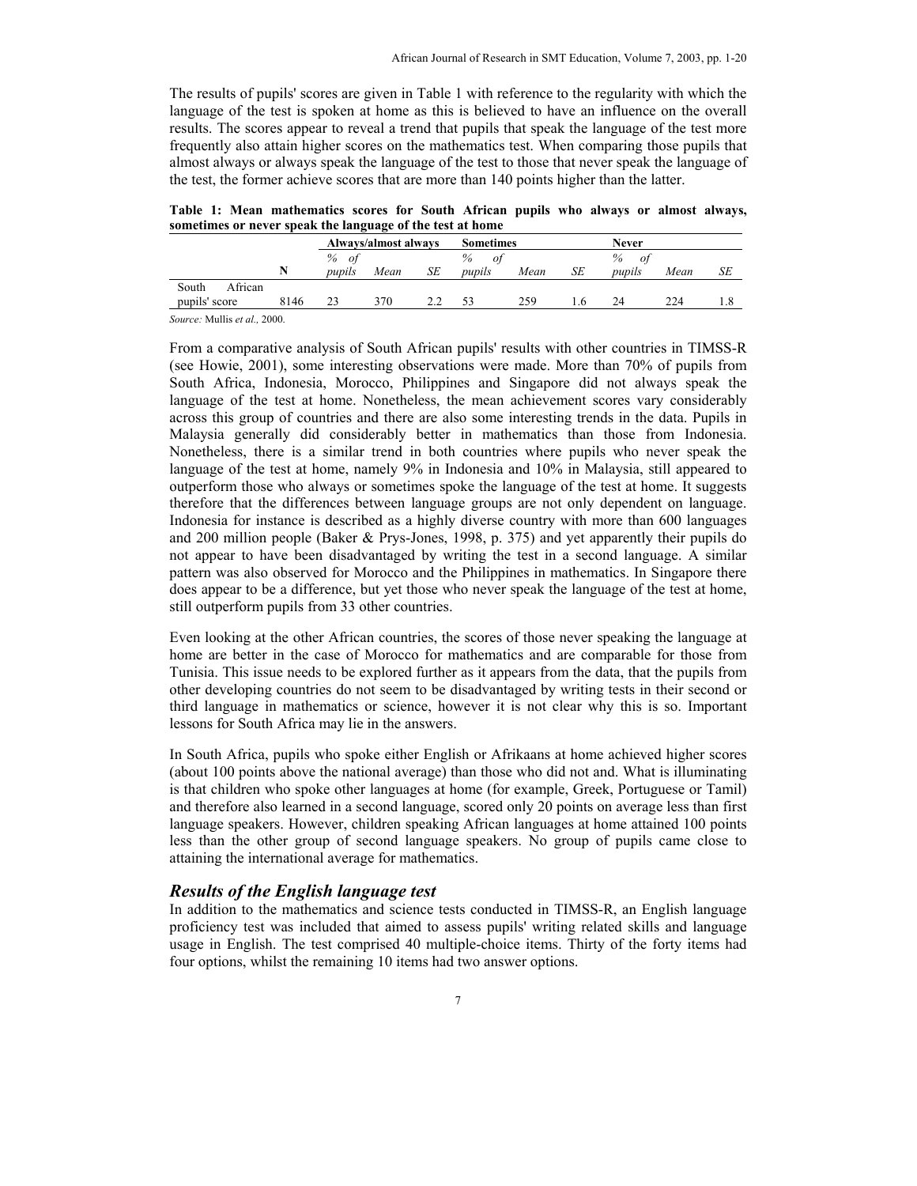The results of pupils' scores are given in Table 1 with reference to the regularity with which the language of the test is spoken at home as this is believed to have an influence on the overall results. The scores appear to reveal a trend that pupils that speak the language of the test more frequently also attain higher scores on the mathematics test. When comparing those pupils that almost always or always speak the language of the test to those that never speak the language of the test, the former achieve scores that are more than 140 points higher than the latter.

**Table 1: Mean mathematics scores for South African pupils who always or almost always, sometimes or never speak the language of the test at home**

| | | Always/almost always | | | Sometimes | | | Never | | |
|---|---|---|---|---|---|---|---|---|---|---|
| | N | *% of pupils* | *Mean* | *SE* | *% of pupils* | *Mean* | *SE* | *% of pupils* | *Mean* | *SE* |
| South African pupils' score | 8146 | 23 | 370 | 2.2 | 53 | 259 | 1.6 | 24 | 224 | 1.8 |

*Source:* Mullis *et al.,* 2000.

From a comparative analysis of South African pupils' results with other countries in TIMSS-R (see Howie, 2001), some interesting observations were made. More than 70% of pupils from South Africa, Indonesia, Morocco, Philippines and Singapore did not always speak the language of the test at home. Nonetheless, the mean achievement scores vary considerably across this group of countries and there are also some interesting trends in the data. Pupils in Malaysia generally did considerably better in mathematics than those from Indonesia. Nonetheless, there is a similar trend in both countries where pupils who never speak the language of the test at home, namely 9% in Indonesia and 10% in Malaysia, still appeared to outperform those who always or sometimes spoke the language of the test at home. It suggests therefore that the differences between language groups are not only dependent on language. Indonesia for instance is described as a highly diverse country with more than 600 languages and 200 million people (Baker & Prys-Jones, 1998, p. 375) and yet apparently their pupils do not appear to have been disadvantaged by writing the test in a second language. A similar pattern was also observed for Morocco and the Philippines in mathematics. In Singapore there does appear to be a difference, but yet those who never speak the language of the test at home, still outperform pupils from 33 other countries.

Even looking at the other African countries, the scores of those never speaking the language at home are better in the case of Morocco for mathematics and are comparable for those from Tunisia. This issue needs to be explored further as it appears from the data, that the pupils from other developing countries do not seem to be disadvantaged by writing tests in their second or third language in mathematics or science, however it is not clear why this is so. Important lessons for South Africa may lie in the answers.

In South Africa, pupils who spoke either English or Afrikaans at home achieved higher scores (about 100 points above the national average) than those who did not and. What is illuminating is that children who spoke other languages at home (for example, Greek, Portuguese or Tamil) and therefore also learned in a second language, scored only 20 points on average less than first language speakers. However, children speaking African languages at home attained 100 points less than the other group of second language speakers. No group of pupils came close to attaining the international average for mathematics.

### *Results of the English language test*

In addition to the mathematics and science tests conducted in TIMSS-R, an English language proficiency test was included that aimed to assess pupils' writing related skills and language usage in English. The test comprised 40 multiple-choice items. Thirty of the forty items had four options, whilst the remaining 10 items had two answer options.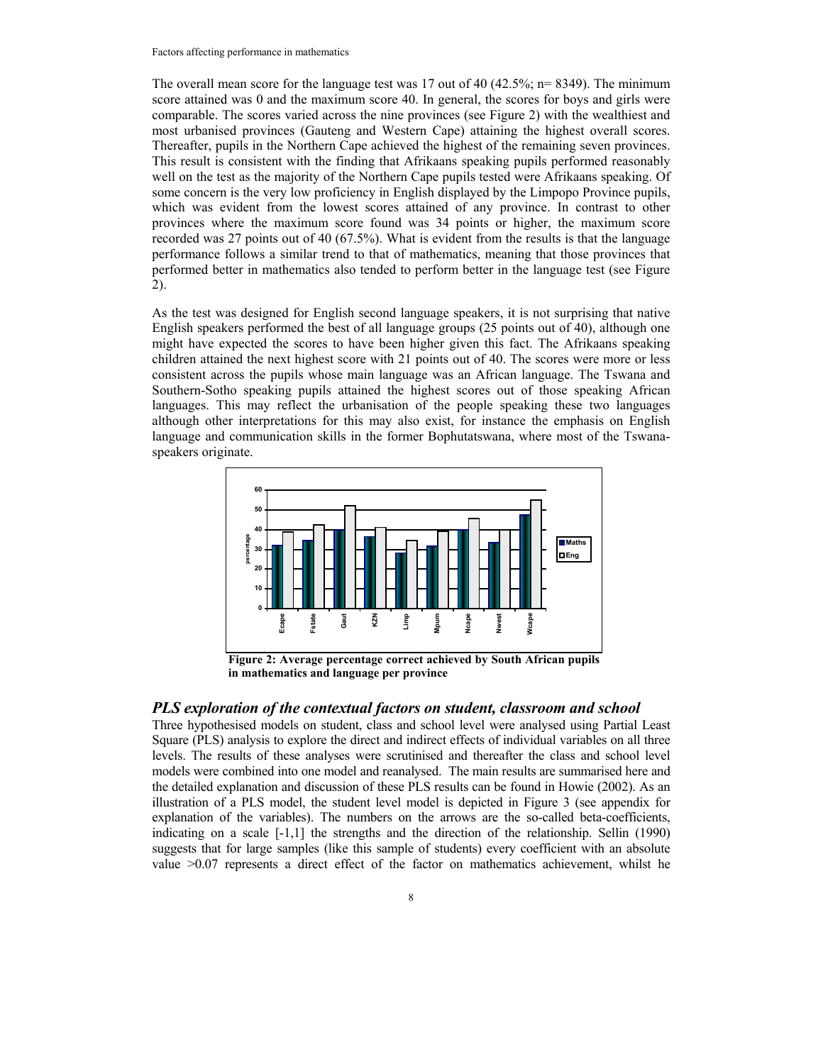The overall mean score for the language test was 17 out of 40 (42.5%; n= 8349). The minimum score attained was 0 and the maximum score 40. In general, the scores for boys and girls were comparable. The scores varied across the nine provinces (see Figure 2) with the wealthiest and most urbanised provinces (Gauteng and Western Cape) attaining the highest overall scores. Thereafter, pupils in the Northern Cape achieved the highest of the remaining seven provinces. This result is consistent with the finding that Afrikaans speaking pupils performed reasonably well on the test as the majority of the Northern Cape pupils tested were Afrikaans speaking. Of some concern is the very low proficiency in English displayed by the Limpopo Province pupils, which was evident from the lowest scores attained of any province. In contrast to other provinces where the maximum score found was 34 points or higher, the maximum score recorded was 27 points out of 40 (67.5%). What is evident from the results is that the language performance follows a similar trend to that of mathematics, meaning that those provinces that performed better in mathematics also tended to perform better in the language test (see Figure 2).

As the test was designed for English second language speakers, it is not surprising that native English speakers performed the best of all language groups (25 points out of 40), although one might have expected the scores to have been higher given this fact. The Afrikaans speaking children attained the next highest score with 21 points out of 40. The scores were more or less consistent across the pupils whose main language was an African language. The Tswana and Southern-Sotho speaking pupils attained the highest scores out of those speaking African languages. This may reflect the urbanisation of the people speaking these two languages although other interpretations for this may also exist, for instance the emphasis on English language and communication skills in the former Bophutatswana, where most of the Tswana-speakers originate.

**Figure 2: Average percentage correct achieved by South African pupils in mathematics and language per province**

## *PLS exploration of the contextual factors on student, classroom and school*

Three hypothesised models on student, class and school level were analysed using Partial Least Square (PLS) analysis to explore the direct and indirect effects of individual variables on all three levels. The results of these analyses were scrutinised and thereafter the class and school level models were combined into one model and reanalysed. The main results are summarised here and the detailed explanation and discussion of these PLS results can be found in Howie (2002). As an illustration of a PLS model, the student level model is depicted in Figure 3 (see appendix for explanation of the variables). The numbers on the arrows are the so-called beta-coefficients, indicating on a scale [-1,1] the strengths and the direction of the relationship. Sellin (1990) suggests that for large samples (like this sample of students) every coefficient with an absolute value >0.07 represents a direct effect of the factor on mathematics achievement, whilst he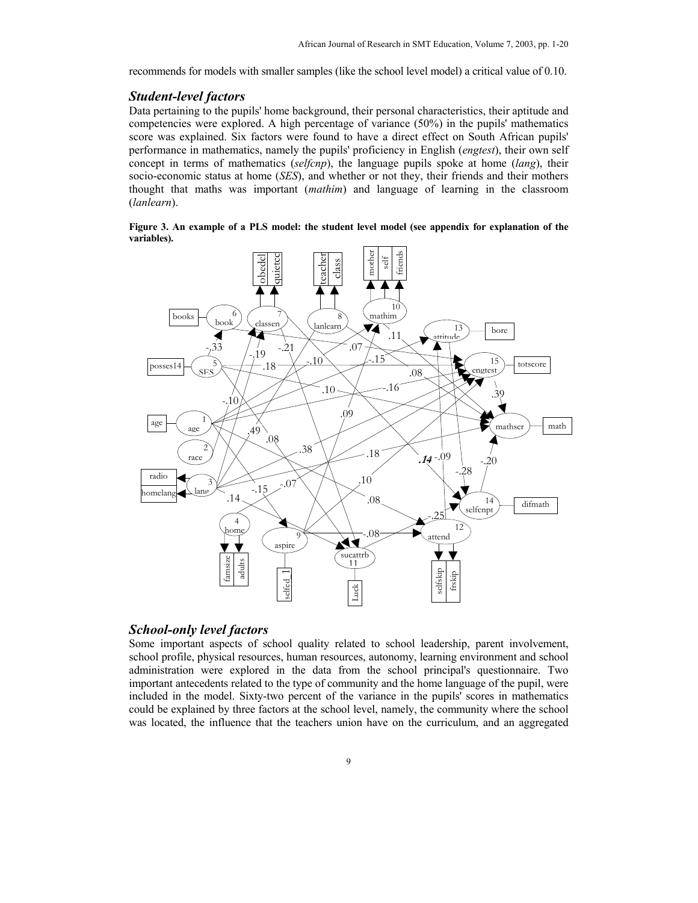recommends for models with smaller samples (like the school level model) a critical value of 0.10.

### *Student-level factors*

Data pertaining to the pupils' home background, their personal characteristics, their aptitude and competencies were explored. A high percentage of variance (50%) in the pupils' mathematics score was explained. Six factors were found to have a direct effect on South African pupils' performance in mathematics, namely the pupils' proficiency in English (*engtest*), their own self concept in terms of mathematics (*selfcnp*), the language pupils spoke at home (*lang*), their socio-economic status at home (*SES*), and whether or not they, their friends and their mothers thought that maths was important (*mathim*) and language of learning in the classroom (*lanlearn*).

**Figure 3. An example of a PLS model: the student level model (see appendix for explanation of the variables).**

### *School-only level factors*

Some important aspects of school quality related to school leadership, parent involvement, school profile, physical resources, human resources, autonomy, learning environment and school administration were explored in the data from the school principal's questionnaire. Two important antecedents related to the type of community and the home language of the pupil, were included in the model. Sixty-two percent of the variance in the pupils' scores in mathematics could be explained by three factors at the school level, namely, the community where the school was located, the influence that the teachers union have on the curriculum, and an aggregated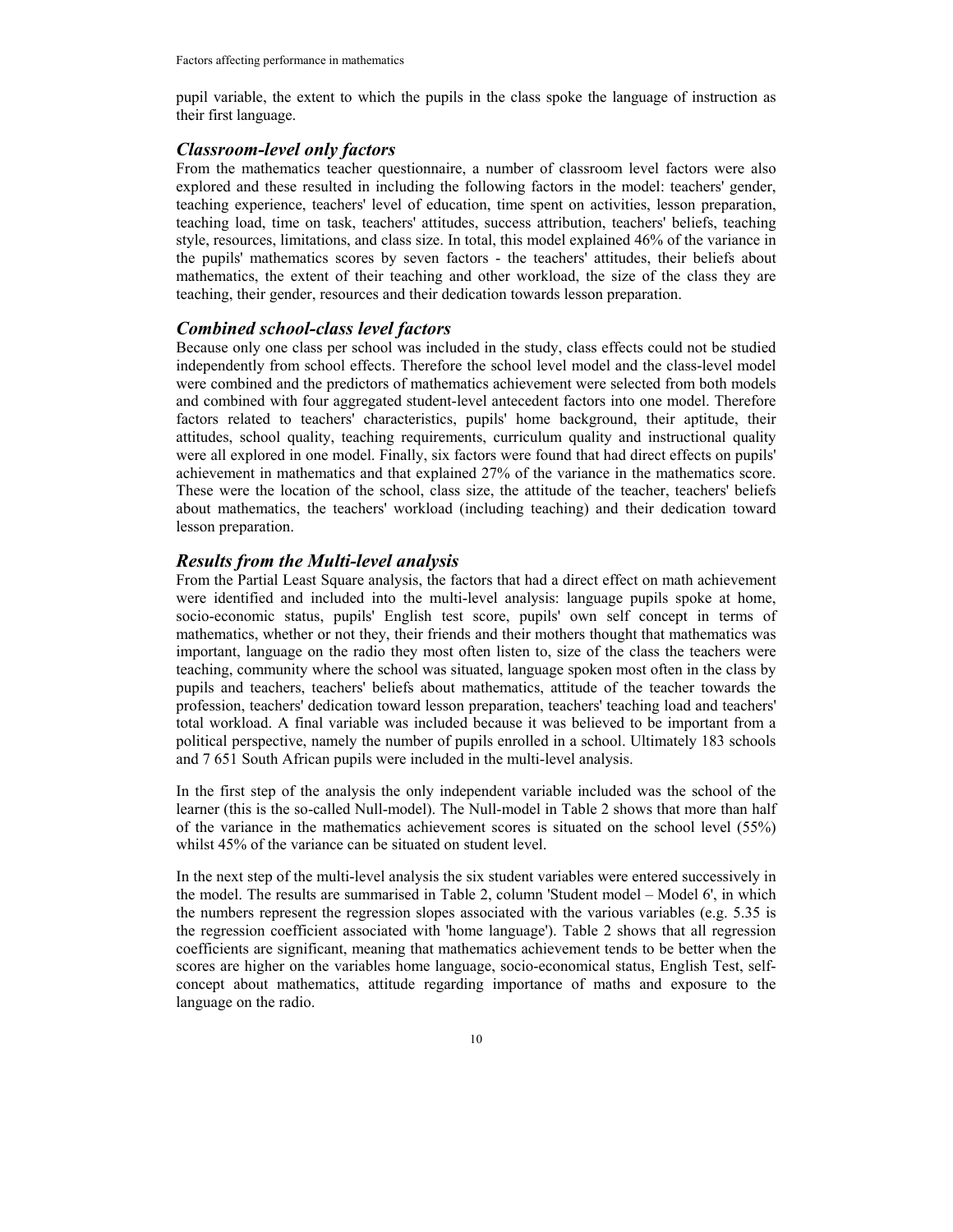pupil variable, the extent to which the pupils in the class spoke the language of instruction as their first language.

### *Classroom-level only factors*

From the mathematics teacher questionnaire, a number of classroom level factors were also explored and these resulted in including the following factors in the model: teachers' gender, teaching experience, teachers' level of education, time spent on activities, lesson preparation, teaching load, time on task, teachers' attitudes, success attribution, teachers' beliefs, teaching style, resources, limitations, and class size. In total, this model explained 46% of the variance in the pupils' mathematics scores by seven factors - the teachers' attitudes, their beliefs about mathematics, the extent of their teaching and other workload, the size of the class they are teaching, their gender, resources and their dedication towards lesson preparation.

### *Combined school-class level factors*

Because only one class per school was included in the study, class effects could not be studied independently from school effects. Therefore the school level model and the class-level model were combined and the predictors of mathematics achievement were selected from both models and combined with four aggregated student-level antecedent factors into one model. Therefore factors related to teachers' characteristics, pupils' home background, their aptitude, their attitudes, school quality, teaching requirements, curriculum quality and instructional quality were all explored in one model. Finally, six factors were found that had direct effects on pupils' achievement in mathematics and that explained 27% of the variance in the mathematics score. These were the location of the school, class size, the attitude of the teacher, teachers' beliefs about mathematics, the teachers' workload (including teaching) and their dedication toward lesson preparation.

### *Results from the Multi-level analysis*

From the Partial Least Square analysis, the factors that had a direct effect on math achievement were identified and included into the multi-level analysis: language pupils spoke at home, socio-economic status, pupils' English test score, pupils' own self concept in terms of mathematics, whether or not they, their friends and their mothers thought that mathematics was important, language on the radio they most often listen to, size of the class the teachers were teaching, community where the school was situated, language spoken most often in the class by pupils and teachers, teachers' beliefs about mathematics, attitude of the teacher towards the profession, teachers' dedication toward lesson preparation, teachers' teaching load and teachers' total workload. A final variable was included because it was believed to be important from a political perspective, namely the number of pupils enrolled in a school. Ultimately 183 schools and 7 651 South African pupils were included in the multi-level analysis.

In the first step of the analysis the only independent variable included was the school of the learner (this is the so-called Null-model). The Null-model in Table 2 shows that more than half of the variance in the mathematics achievement scores is situated on the school level (55%) whilst 45% of the variance can be situated on student level.

In the next step of the multi-level analysis the six student variables were entered successively in the model. The results are summarised in Table 2, column 'Student model – Model 6', in which the numbers represent the regression slopes associated with the various variables (e.g. 5.35 is the regression coefficient associated with 'home language'). Table 2 shows that all regression coefficients are significant, meaning that mathematics achievement tends to be better when the scores are higher on the variables home language, socio-economical status, English Test, self-concept about mathematics, attitude regarding importance of maths and exposure to the language on the radio.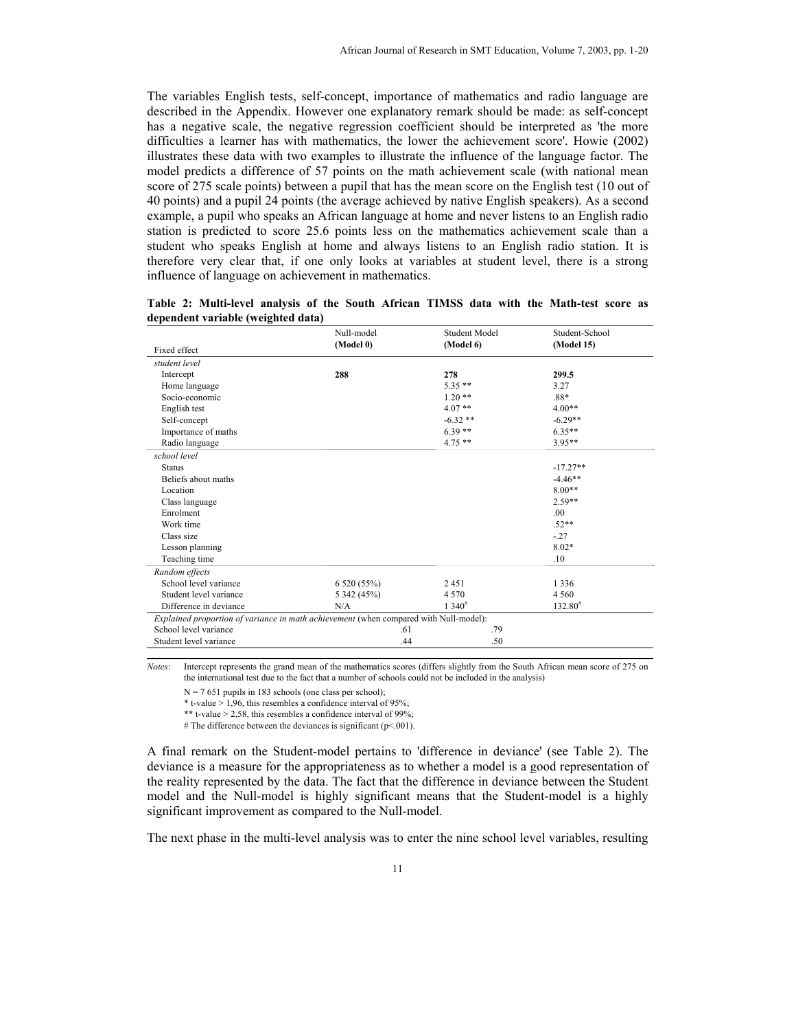The variables English tests, self-concept, importance of mathematics and radio language are described in the Appendix. However one explanatory remark should be made: as self-concept has a negative scale, the negative regression coefficient should be interpreted as 'the more difficulties a learner has with mathematics, the lower the achievement score'. Howie (2002) illustrates these data with two examples to illustrate the influence of the language factor. The model predicts a difference of 57 points on the math achievement scale (with national mean score of 275 scale points) between a pupil that has the mean score on the English test (10 out of 40 points) and a pupil 24 points (the average achieved by native English speakers). As a second example, a pupil who speaks an African language at home and never listens to an English radio station is predicted to score 25.6 points less on the mathematics achievement scale than a student who speaks English at home and always listens to an English radio station. It is therefore very clear that, if one only looks at variables at student level, there is a strong influence of language on achievement in mathematics.

**Table 2: Multi-level analysis of the South African TIMSS data with the Math-test score as dependent variable (weighted data)**

| Fixed effect | Null-model **(Model 0)** | Student Model **(Model 6)** | Student-School **(Model 15)** |
|---|---|---|---|
| *student level* | | | |
| Intercept | **288** | **278** | **299.5** |
| Home language | | 5.35 ** | 3.27 |
| Socio-economic | | 1.20 ** | .88* |
| English test | | 4.07 ** | 4.00** |
| Self-concept | | -6.32 ** | -6.29** |
| Importance of maths | | 6.39 ** | 6.35** |
| Radio language | | 4.75 ** | 3.95** |
| *school level* | | | |
| Status | | | -17.27** |
| Beliefs about maths | | | -4.46** |
| Location | | | 8.00** |
| Class language | | | 2.59** |
| Enrolment | | | .00 |
| Work time | | | .52** |
| Class size | | | -.27 |
| Lesson planning | | | 8.02* |
| Teaching time | | | .10 |
| *Random effects* | | | |
| School level variance | 6 520 (55%) | 2 451 | 1 336 |
| Student level variance | 5 342 (45%) | 4 570 | 4 560 |
| Difference in deviance | N/A | 1 340# | 132.80# |
| *Explained proportion of variance in math achievement* (when compared with Null-model): | | | |
| School level variance | | .61 | .79 |
| Student level variance | | .44 | .50 |

*Notes*: Intercept represents the grand mean of the mathematics scores (differs slightly from the South African mean score of 275 on the international test due to the fact that a number of schools could not be included in the analysis)

N = 7 651 pupils in 183 schools (one class per school);

* t-value > 1,96, this resembles a confidence interval of 95%;

** t-value > 2,58, this resembles a confidence interval of 99%;

# The difference between the deviances is significant ($p<.001$).

A final remark on the Student-model pertains to 'difference in deviance' (see Table 2). The deviance is a measure for the appropriateness as to whether a model is a good representation of the reality represented by the data. The fact that the difference in deviance between the Student model and the Null-model is highly significant means that the Student-model is a highly significant improvement as compared to the Null-model.

The next phase in the multi-level analysis was to enter the nine school level variables, resulting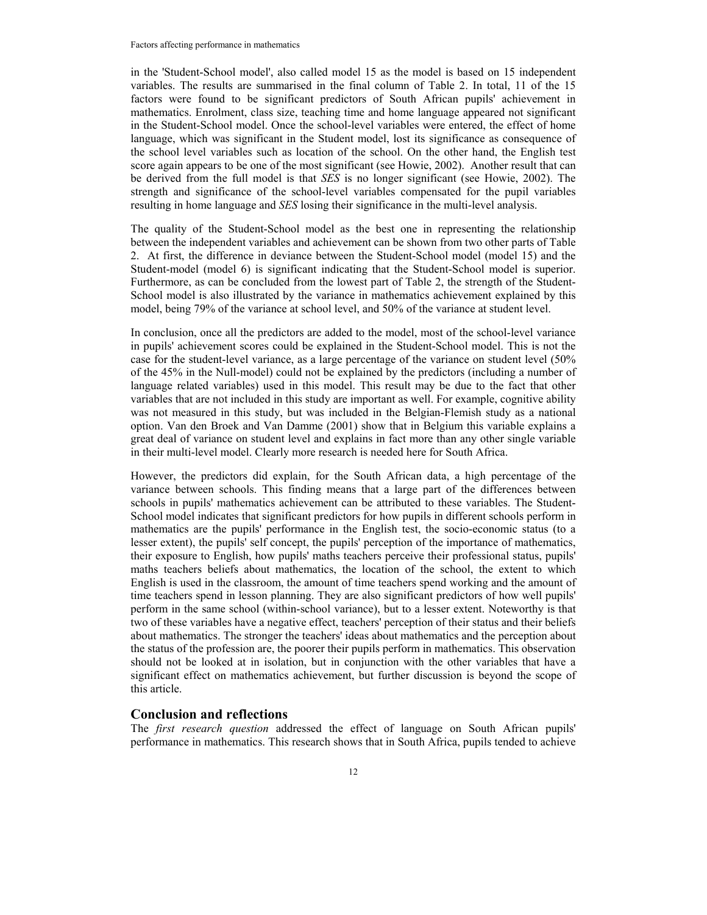in the 'Student-School model', also called model 15 as the model is based on 15 independent variables. The results are summarised in the final column of Table 2. In total, 11 of the 15 factors were found to be significant predictors of South African pupils' achievement in mathematics. Enrolment, class size, teaching time and home language appeared not significant in the Student-School model. Once the school-level variables were entered, the effect of home language, which was significant in the Student model, lost its significance as consequence of the school level variables such as location of the school. On the other hand, the English test score again appears to be one of the most significant (see Howie, 2002). Another result that can be derived from the full model is that *SES* is no longer significant (see Howie, 2002). The strength and significance of the school-level variables compensated for the pupil variables resulting in home language and *SES* losing their significance in the multi-level analysis.

The quality of the Student-School model as the best one in representing the relationship between the independent variables and achievement can be shown from two other parts of Table 2. At first, the difference in deviance between the Student-School model (model 15) and the Student-model (model 6) is significant indicating that the Student-School model is superior. Furthermore, as can be concluded from the lowest part of Table 2, the strength of the Student-School model is also illustrated by the variance in mathematics achievement explained by this model, being 79% of the variance at school level, and 50% of the variance at student level.

In conclusion, once all the predictors are added to the model, most of the school-level variance in pupils' achievement scores could be explained in the Student-School model. This is not the case for the student-level variance, as a large percentage of the variance on student level (50% of the 45% in the Null-model) could not be explained by the predictors (including a number of language related variables) used in this model. This result may be due to the fact that other variables that are not included in this study are important as well. For example, cognitive ability was not measured in this study, but was included in the Belgian-Flemish study as a national option. Van den Broek and Van Damme (2001) show that in Belgium this variable explains a great deal of variance on student level and explains in fact more than any other single variable in their multi-level model. Clearly more research is needed here for South Africa.

However, the predictors did explain, for the South African data, a high percentage of the variance between schools. This finding means that a large part of the differences between schools in pupils' mathematics achievement can be attributed to these variables. The Student-School model indicates that significant predictors for how pupils in different schools perform in mathematics are the pupils' performance in the English test, the socio-economic status (to a lesser extent), the pupils' self concept, the pupils' perception of the importance of mathematics, their exposure to English, how pupils' maths teachers perceive their professional status, pupils' maths teachers beliefs about mathematics, the location of the school, the extent to which English is used in the classroom, the amount of time teachers spend working and the amount of time teachers spend in lesson planning. They are also significant predictors of how well pupils' perform in the same school (within-school variance), but to a lesser extent. Noteworthy is that two of these variables have a negative effect, teachers' perception of their status and their beliefs about mathematics. The stronger the teachers' ideas about mathematics and the perception about the status of the profession are, the poorer their pupils perform in mathematics. This observation should not be looked at in isolation, but in conjunction with the other variables that have a significant effect on mathematics achievement, but further discussion is beyond the scope of this article.

## Conclusion and reflections

The *first research question* addressed the effect of language on South African pupils' performance in mathematics. This research shows that in South Africa, pupils tended to achieve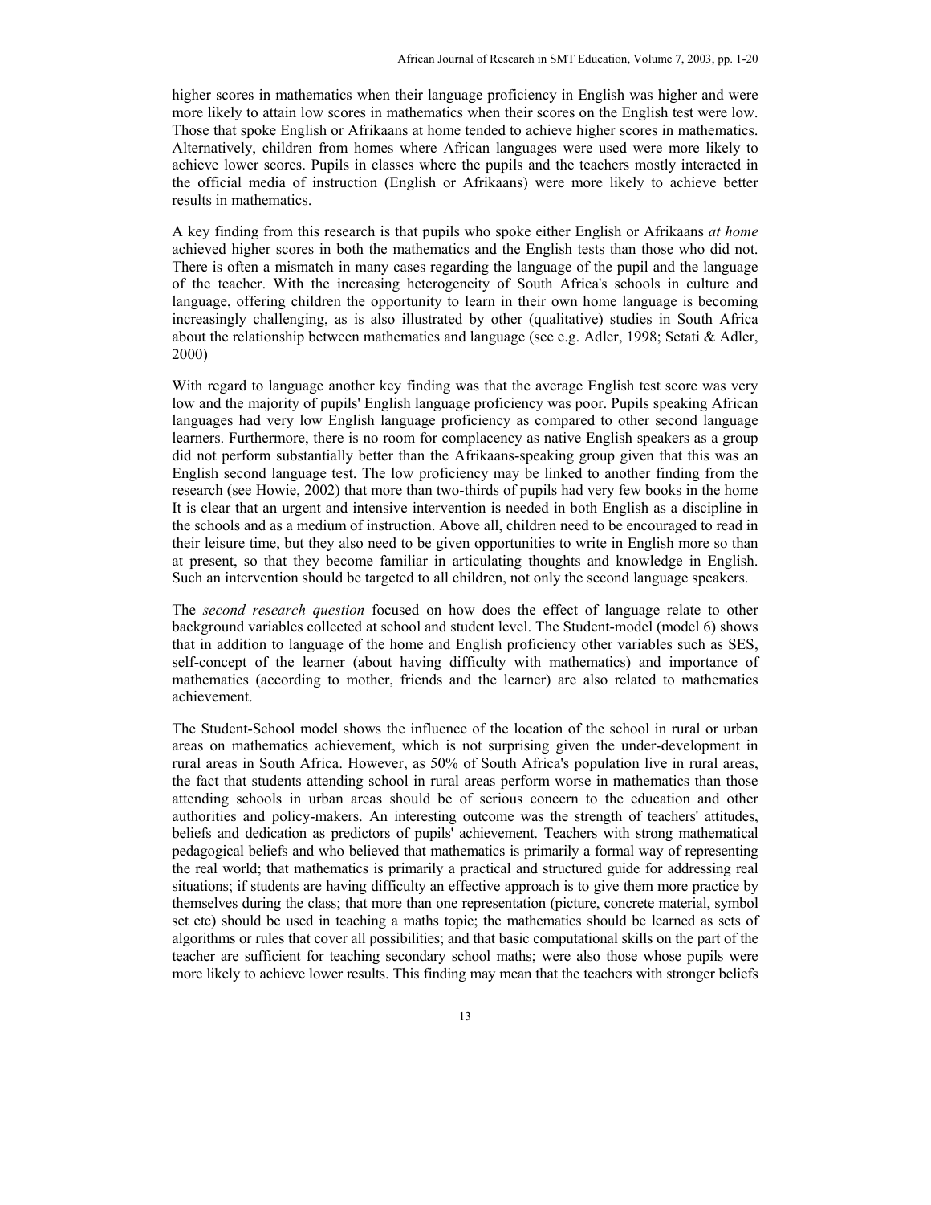higher scores in mathematics when their language proficiency in English was higher and were more likely to attain low scores in mathematics when their scores on the English test were low. Those that spoke English or Afrikaans at home tended to achieve higher scores in mathematics. Alternatively, children from homes where African languages were used were more likely to achieve lower scores. Pupils in classes where the pupils and the teachers mostly interacted in the official media of instruction (English or Afrikaans) were more likely to achieve better results in mathematics.

A key finding from this research is that pupils who spoke either English or Afrikaans *at home* achieved higher scores in both the mathematics and the English tests than those who did not. There is often a mismatch in many cases regarding the language of the pupil and the language of the teacher. With the increasing heterogeneity of South Africa's schools in culture and language, offering children the opportunity to learn in their own home language is becoming increasingly challenging, as is also illustrated by other (qualitative) studies in South Africa about the relationship between mathematics and language (see e.g. Adler, 1998; Setati & Adler, 2000)

With regard to language another key finding was that the average English test score was very low and the majority of pupils' English language proficiency was poor. Pupils speaking African languages had very low English language proficiency as compared to other second language learners. Furthermore, there is no room for complacency as native English speakers as a group did not perform substantially better than the Afrikaans-speaking group given that this was an English second language test. The low proficiency may be linked to another finding from the research (see Howie, 2002) that more than two-thirds of pupils had very few books in the home It is clear that an urgent and intensive intervention is needed in both English as a discipline in the schools and as a medium of instruction. Above all, children need to be encouraged to read in their leisure time, but they also need to be given opportunities to write in English more so than at present, so that they become familiar in articulating thoughts and knowledge in English. Such an intervention should be targeted to all children, not only the second language speakers.

The *second research question* focused on how does the effect of language relate to other background variables collected at school and student level. The Student-model (model 6) shows that in addition to language of the home and English proficiency other variables such as SES, self-concept of the learner (about having difficulty with mathematics) and importance of mathematics (according to mother, friends and the learner) are also related to mathematics achievement.

The Student-School model shows the influence of the location of the school in rural or urban areas on mathematics achievement, which is not surprising given the under-development in rural areas in South Africa. However, as 50% of South Africa's population live in rural areas, the fact that students attending school in rural areas perform worse in mathematics than those attending schools in urban areas should be of serious concern to the education and other authorities and policy-makers. An interesting outcome was the strength of teachers' attitudes, beliefs and dedication as predictors of pupils' achievement. Teachers with strong mathematical pedagogical beliefs and who believed that mathematics is primarily a formal way of representing the real world; that mathematics is primarily a practical and structured guide for addressing real situations; if students are having difficulty an effective approach is to give them more practice by themselves during the class; that more than one representation (picture, concrete material, symbol set etc) should be used in teaching a maths topic; the mathematics should be learned as sets of algorithms or rules that cover all possibilities; and that basic computational skills on the part of the teacher are sufficient for teaching secondary school maths; were also those whose pupils were more likely to achieve lower results. This finding may mean that the teachers with stronger beliefs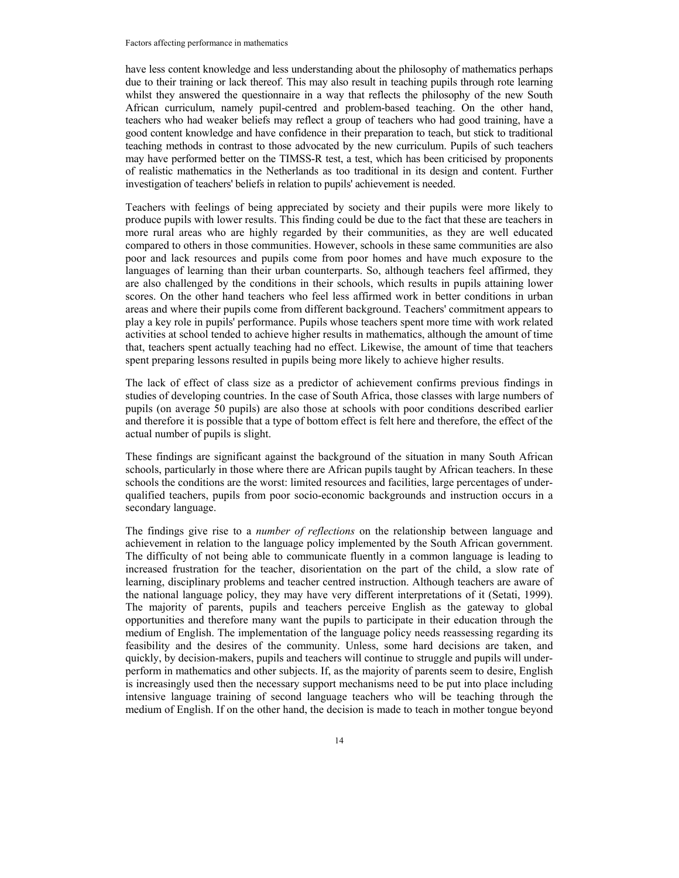have less content knowledge and less understanding about the philosophy of mathematics perhaps due to their training or lack thereof. This may also result in teaching pupils through rote learning whilst they answered the questionnaire in a way that reflects the philosophy of the new South African curriculum, namely pupil-centred and problem-based teaching. On the other hand, teachers who had weaker beliefs may reflect a group of teachers who had good training, have a good content knowledge and have confidence in their preparation to teach, but stick to traditional teaching methods in contrast to those advocated by the new curriculum. Pupils of such teachers may have performed better on the TIMSS-R test, a test, which has been criticised by proponents of realistic mathematics in the Netherlands as too traditional in its design and content. Further investigation of teachers' beliefs in relation to pupils' achievement is needed.

Teachers with feelings of being appreciated by society and their pupils were more likely to produce pupils with lower results. This finding could be due to the fact that these are teachers in more rural areas who are highly regarded by their communities, as they are well educated compared to others in those communities. However, schools in these same communities are also poor and lack resources and pupils come from poor homes and have much exposure to the languages of learning than their urban counterparts. So, although teachers feel affirmed, they are also challenged by the conditions in their schools, which results in pupils attaining lower scores. On the other hand teachers who feel less affirmed work in better conditions in urban areas and where their pupils come from different background. Teachers' commitment appears to play a key role in pupils' performance. Pupils whose teachers spent more time with work related activities at school tended to achieve higher results in mathematics, although the amount of time that, teachers spent actually teaching had no effect. Likewise, the amount of time that teachers spent preparing lessons resulted in pupils being more likely to achieve higher results.

The lack of effect of class size as a predictor of achievement confirms previous findings in studies of developing countries. In the case of South Africa, those classes with large numbers of pupils (on average 50 pupils) are also those at schools with poor conditions described earlier and therefore it is possible that a type of bottom effect is felt here and therefore, the effect of the actual number of pupils is slight.

These findings are significant against the background of the situation in many South African schools, particularly in those where there are African pupils taught by African teachers. In these schools the conditions are the worst: limited resources and facilities, large percentages of under-qualified teachers, pupils from poor socio-economic backgrounds and instruction occurs in a secondary language.

The findings give rise to a *number of reflections* on the relationship between language and achievement in relation to the language policy implemented by the South African government. The difficulty of not being able to communicate fluently in a common language is leading to increased frustration for the teacher, disorientation on the part of the child, a slow rate of learning, disciplinary problems and teacher centred instruction. Although teachers are aware of the national language policy, they may have very different interpretations of it (Setati, 1999). The majority of parents, pupils and teachers perceive English as the gateway to global opportunities and therefore many want the pupils to participate in their education through the medium of English. The implementation of the language policy needs reassessing regarding its feasibility and the desires of the community. Unless, some hard decisions are taken, and quickly, by decision-makers, pupils and teachers will continue to struggle and pupils will under-perform in mathematics and other subjects. If, as the majority of parents seem to desire, English is increasingly used then the necessary support mechanisms need to be put into place including intensive language training of second language teachers who will be teaching through the medium of English. If on the other hand, the decision is made to teach in mother tongue beyond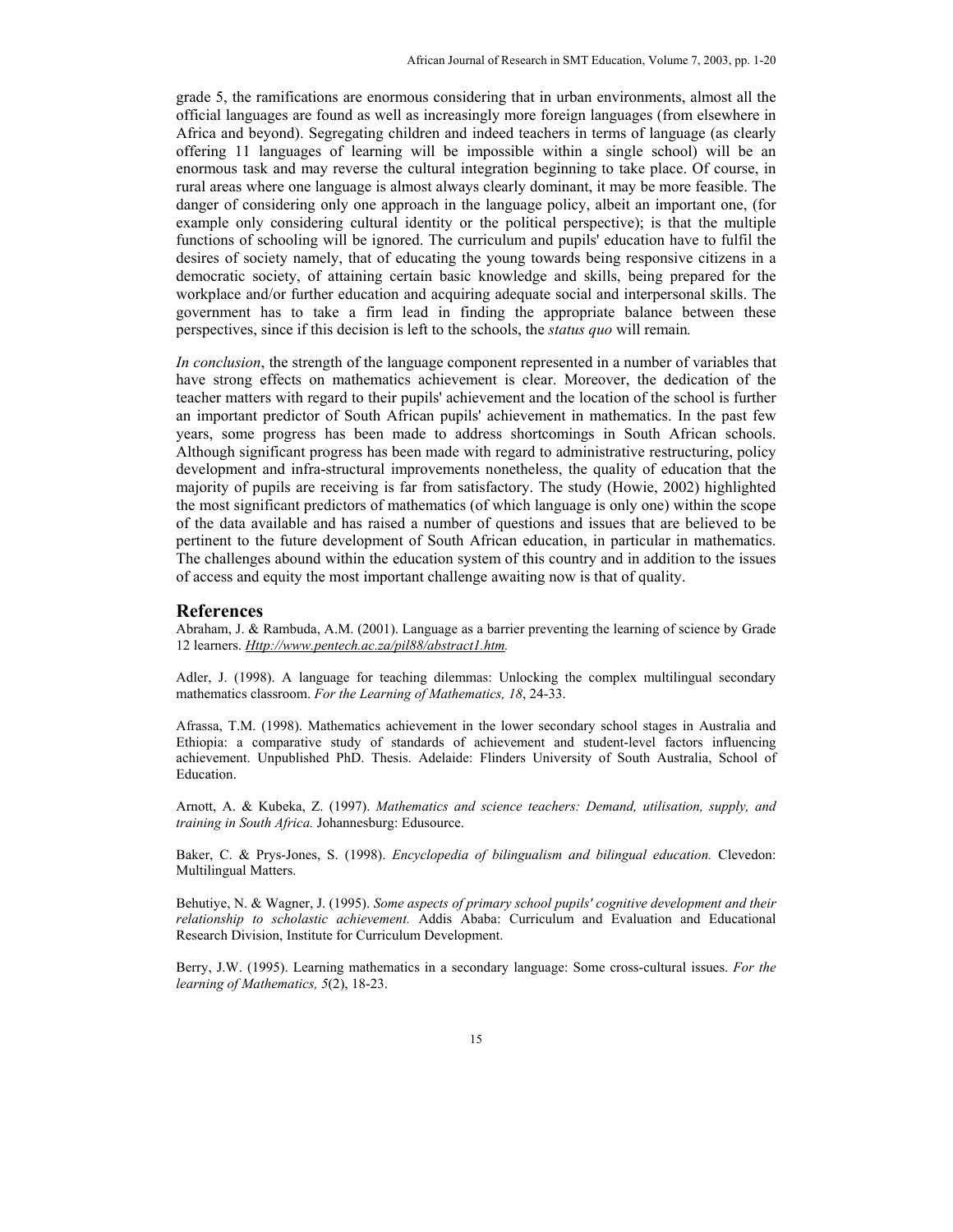grade 5, the ramifications are enormous considering that in urban environments, almost all the official languages are found as well as increasingly more foreign languages (from elsewhere in Africa and beyond). Segregating children and indeed teachers in terms of language (as clearly offering 11 languages of learning will be impossible within a single school) will be an enormous task and may reverse the cultural integration beginning to take place. Of course, in rural areas where one language is almost always clearly dominant, it may be more feasible. The danger of considering only one approach in the language policy, albeit an important one, (for example only considering cultural identity or the political perspective); is that the multiple functions of schooling will be ignored. The curriculum and pupils' education have to fulfil the desires of society namely, that of educating the young towards being responsive citizens in a democratic society, of attaining certain basic knowledge and skills, being prepared for the workplace and/or further education and acquiring adequate social and interpersonal skills. The government has to take a firm lead in finding the appropriate balance between these perspectives, since if this decision is left to the schools, the *status quo* will remain.

*In conclusion*, the strength of the language component represented in a number of variables that have strong effects on mathematics achievement is clear. Moreover, the dedication of the teacher matters with regard to their pupils' achievement and the location of the school is further an important predictor of South African pupils' achievement in mathematics. In the past few years, some progress has been made to address shortcomings in South African schools. Although significant progress has been made with regard to administrative restructuring, policy development and infra-structural improvements nonetheless, the quality of education that the majority of pupils are receiving is far from satisfactory. The study (Howie, 2002) highlighted the most significant predictors of mathematics (of which language is only one) within the scope of the data available and has raised a number of questions and issues that are believed to be pertinent to the future development of South African education, in particular in mathematics. The challenges abound within the education system of this country and in addition to the issues of access and equity the most important challenge awaiting now is that of quality.

## References

Abraham, J. & Rambuda, A.M. (2001). Language as a barrier preventing the learning of science by Grade 12 learners. *Http://www.pentech.ac.za/pil88/abstract1.htm.*

Adler, J. (1998). A language for teaching dilemmas: Unlocking the complex multilingual secondary mathematics classroom. *For the Learning of Mathematics, 18*, 24-33.

Afrassa, T.M. (1998). Mathematics achievement in the lower secondary school stages in Australia and Ethiopia: a comparative study of standards of achievement and student-level factors influencing achievement. Unpublished PhD. Thesis. Adelaide: Flinders University of South Australia, School of Education.

Arnott, A. & Kubeka, Z. (1997). *Mathematics and science teachers: Demand, utilisation, supply, and training in South Africa.* Johannesburg: Edusource.

Baker, C. & Prys-Jones, S. (1998). *Encyclopedia of bilingualism and bilingual education.* Clevedon: Multilingual Matters.

Behutiye, N. & Wagner, J. (1995). *Some aspects of primary school pupils' cognitive development and their relationship to scholastic achievement.* Addis Ababa: Curriculum and Evaluation and Educational Research Division, Institute for Curriculum Development.

Berry, J.W. (1995). Learning mathematics in a secondary language: Some cross-cultural issues. *For the learning of Mathematics, 5*(2), 18-23.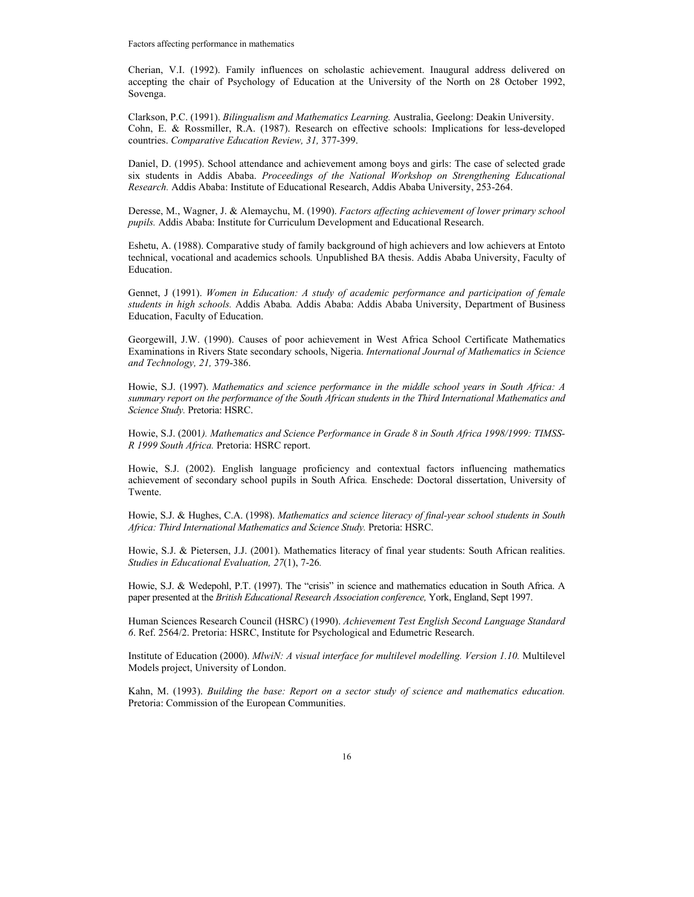Cherian, V.I. (1992). Family influences on scholastic achievement. Inaugural address delivered on accepting the chair of Psychology of Education at the University of the North on 28 October 1992, Sovenga.

Clarkson, P.C. (1991). *Bilingualism and Mathematics Learning.* Australia, Geelong: Deakin University.
Cohn, E. & Rossmiller, R.A. (1987). Research on effective schools: Implications for less-developed countries. *Comparative Education Review, 31,* 377-399.

Daniel, D. (1995). School attendance and achievement among boys and girls: The case of selected grade six students in Addis Ababa. *Proceedings of the National Workshop on Strengthening Educational Research.* Addis Ababa: Institute of Educational Research, Addis Ababa University, 253-264.

Deresse, M., Wagner, J. & Alemaychu, M. (1990). *Factors affecting achievement of lower primary school pupils.* Addis Ababa: Institute for Curriculum Development and Educational Research.

Eshetu, A. (1988). Comparative study of family background of high achievers and low achievers at Entoto technical, vocational and academics schools*.* Unpublished BA thesis. Addis Ababa University, Faculty of Education.

Gennet, J (1991). *Women in Education: A study of academic performance and participation of female students in high schools.* Addis Ababa*.* Addis Ababa: Addis Ababa University, Department of Business Education, Faculty of Education.

Georgewill, J.W. (1990). Causes of poor achievement in West Africa School Certificate Mathematics Examinations in Rivers State secondary schools, Nigeria. *International Journal of Mathematics in Science and Technology, 21,* 379-386.

Howie, S.J. (1997). *Mathematics and science performance in the middle school years in South Africa: A summary report on the performance of the South African students in the Third International Mathematics and Science Study.* Pretoria: HSRC.

Howie, S.J. (2001*). Mathematics and Science Performance in Grade 8 in South Africa 1998/1999: TIMSS-R 1999 South Africa.* Pretoria: HSRC report.

Howie, S.J. (2002). English language proficiency and contextual factors influencing mathematics achievement of secondary school pupils in South Africa*.* Enschede: Doctoral dissertation, University of Twente.

Howie, S.J. & Hughes, C.A. (1998). *Mathematics and science literacy of final-year school students in South Africa: Third International Mathematics and Science Study.* Pretoria: HSRC.

Howie, S.J. & Pietersen, J.J. (2001). Mathematics literacy of final year students: South African realities. *Studies in Educational Evaluation, 27*(1), 7-26*.*

Howie, S.J. & Wedepohl, P.T. (1997). The "crisis" in science and mathematics education in South Africa. A paper presented at the *British Educational Research Association conference,* York, England, Sept 1997.

Human Sciences Research Council (HSRC) (1990). *Achievement Test English Second Language Standard 6*. Ref. 2564/2. Pretoria: HSRC, Institute for Psychological and Edumetric Research.

Institute of Education (2000). *MlwiN: A visual interface for multilevel modelling. Version 1.10.* Multilevel Models project, University of London.

Kahn, M. (1993). *Building the base: Report on a sector study of science and mathematics education.* Pretoria: Commission of the European Communities.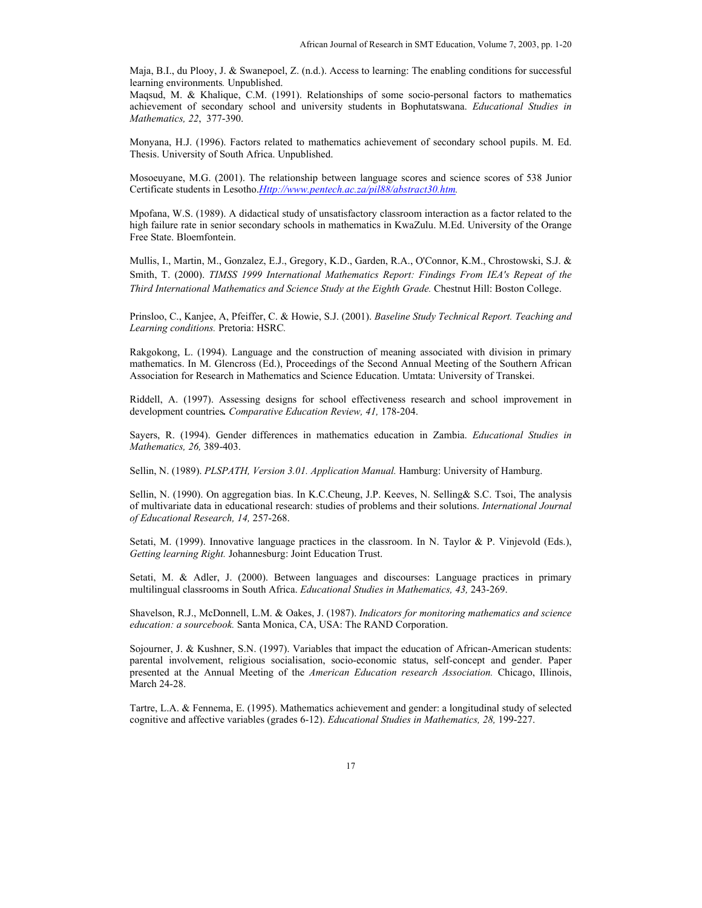Maja, B.I., du Plooy, J. & Swanepoel, Z. (n.d.). Access to learning: The enabling conditions for successful learning environments*.* Unpublished.

Maqsud, M. & Khalique, C.M. (1991). Relationships of some socio-personal factors to mathematics achievement of secondary school and university students in Bophutatswana. *Educational Studies in Mathematics, 22*, 377-390.

Monyana, H.J. (1996). Factors related to mathematics achievement of secondary school pupils. M. Ed. Thesis. University of South Africa. Unpublished.

Mosoeuyane, M.G. (2001). The relationship between language scores and science scores of 538 Junior Certificate students in Lesotho.*Http://www.pentech.ac.za/pil88/abstract30.htm.*

Mpofana, W.S. (1989). A didactical study of unsatisfactory classroom interaction as a factor related to the high failure rate in senior secondary schools in mathematics in KwaZulu. M.Ed. University of the Orange Free State. Bloemfontein.

Mullis, I., Martin, M., Gonzalez, E.J., Gregory, K.D., Garden, R.A., O'Connor, K.M., Chrostowski, S.J. & Smith, T. (2000). *TIMSS 1999 International Mathematics Report: Findings From IEA's Repeat of the Third International Mathematics and Science Study at the Eighth Grade.* Chestnut Hill: Boston College.

Prinsloo, C., Kanjee, A, Pfeiffer, C. & Howie, S.J. (2001). *Baseline Study Technical Report. Teaching and Learning conditions.* Pretoria: HSRC*.*

Rakgokong, L. (1994). Language and the construction of meaning associated with division in primary mathematics. In M. Glencross (Ed.), Proceedings of the Second Annual Meeting of the Southern African Association for Research in Mathematics and Science Education. Umtata: University of Transkei.

Riddell, A. (1997). Assessing designs for school effectiveness research and school improvement in development countries**.** *Comparative Education Review, 41,* 178-204.

Sayers, R. (1994). Gender differences in mathematics education in Zambia. *Educational Studies in Mathematics, 26,* 389-403.

Sellin, N. (1989). *PLSPATH, Version 3.01. Application Manual.* Hamburg: University of Hamburg.

Sellin, N. (1990). On aggregation bias. In K.C.Cheung, J.P. Keeves, N. Selling& S.C. Tsoi, The analysis of multivariate data in educational research: studies of problems and their solutions. *International Journal of Educational Research, 14,* 257-268.

Setati, M. (1999). Innovative language practices in the classroom. In N. Taylor & P. Vinjevold (Eds.), *Getting learning Right.* Johannesburg: Joint Education Trust.

Setati, M. & Adler, J. (2000). Between languages and discourses: Language practices in primary multilingual classrooms in South Africa. *Educational Studies in Mathematics, 43,* 243-269.

Shavelson, R.J., McDonnell, L.M. & Oakes, J. (1987). *Indicators for monitoring mathematics and science education: a sourcebook.* Santa Monica, CA, USA: The RAND Corporation.

Sojourner, J. & Kushner, S.N. (1997). Variables that impact the education of African-American students: parental involvement, religious socialisation, socio-economic status, self-concept and gender. Paper presented at the Annual Meeting of the *American Education research Association.* Chicago, Illinois, March 24-28.

Tartre, L.A. & Fennema, E. (1995). Mathematics achievement and gender: a longitudinal study of selected cognitive and affective variables (grades 6-12). *Educational Studies in Mathematics, 28,* 199-227.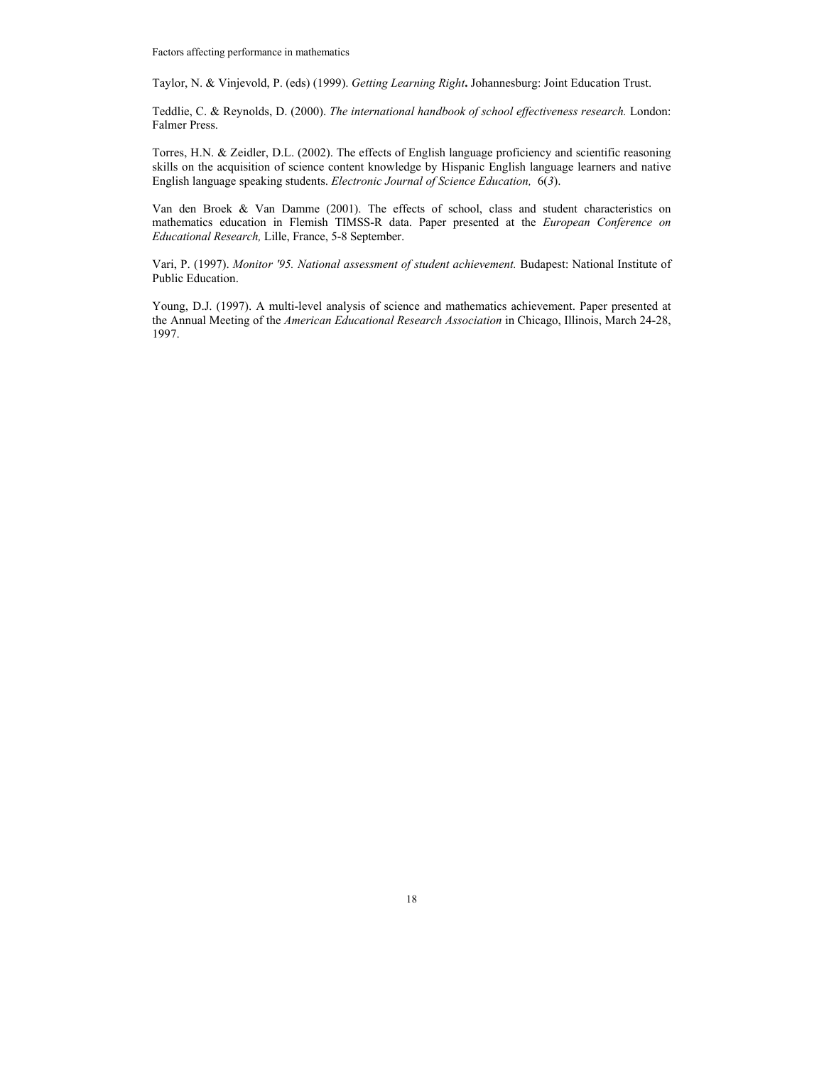Taylor, N. & Vinjevold, P. (eds) (1999). *Getting Learning Right***.** Johannesburg: Joint Education Trust.

Teddlie, C. & Reynolds, D. (2000). *The international handbook of school effectiveness research.* London: Falmer Press.

Torres, H.N. & Zeidler, D.L. (2002). The effects of English language proficiency and scientific reasoning skills on the acquisition of science content knowledge by Hispanic English language learners and native English language speaking students. *Electronic Journal of Science Education,* 6(*3*).

Van den Broek & Van Damme (2001). The effects of school, class and student characteristics on mathematics education in Flemish TIMSS-R data. Paper presented at the *European Conference on Educational Research,* Lille, France, 5-8 September.

Vari, P. (1997). *Monitor '95. National assessment of student achievement.* Budapest: National Institute of Public Education.

Young, D.J. (1997). A multi-level analysis of science and mathematics achievement. Paper presented at the Annual Meeting of the *American Educational Research Association* in Chicago, Illinois, March 24-28, 1997.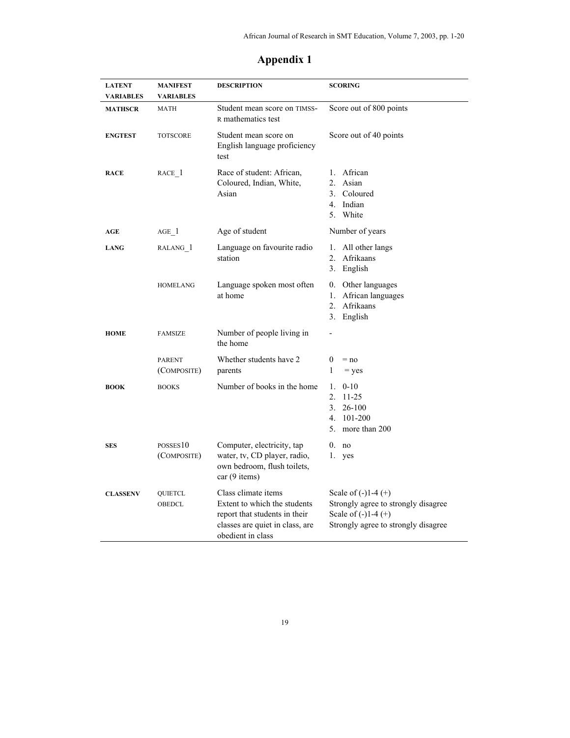# Appendix 1

| LATENT VARIABLES | MANIFEST VARIABLES | DESCRIPTION | SCORING |
|---|---|---|---|
| **MATHSCR** | MATH | Student mean score on TIMSS-R mathematics test | Score out of 800 points |
| **ENGTEST** | TOTSCORE | Student mean score on English language proficiency test | Score out of 40 points |
| **RACE** | RACE_1 | Race of student: African, Coloured, Indian, White, Asian | 1. African<br>2. Asian<br>3. Coloured<br>4. Indian<br>5. White |
| **AGE** | AGE_1 | Age of student | Number of years |
| **LANG** | RALANG_1 | Language on favourite radio station | 1. All other langs<br>2. Afrikaans<br>3. English |
| | HOMELANG | Language spoken most often at home | 0. Other languages<br>1. African languages<br>2. Afrikaans<br>3. English |
| **HOME** | FAMSIZE | Number of people living in the home | - |
| | PARENT (COMPOSITE) | Whether students have 2 parents | 0 = no<br>1 = yes |
| **BOOK** | BOOKS | Number of books in the home | 1. 0-10<br>2. 11-25<br>3. 26-100<br>4. 101-200<br>5. more than 200 |
| **SES** | POSSES10 (COMPOSITE) | Computer, electricity, tap water, tv, CD player, radio, own bedroom, flush toilets, car (9 items) | 0. no<br>1. yes |
| **CLASSENV** | QUIETCL<br>OBEDCL | Class climate items<br>Extent to which the students report that students in their classes are quiet in class, are obedient in class | Scale of (-)1-4 (+)<br>Strongly agree to strongly disagree<br>Scale of (-)1-4 (+)<br>Strongly agree to strongly disagree |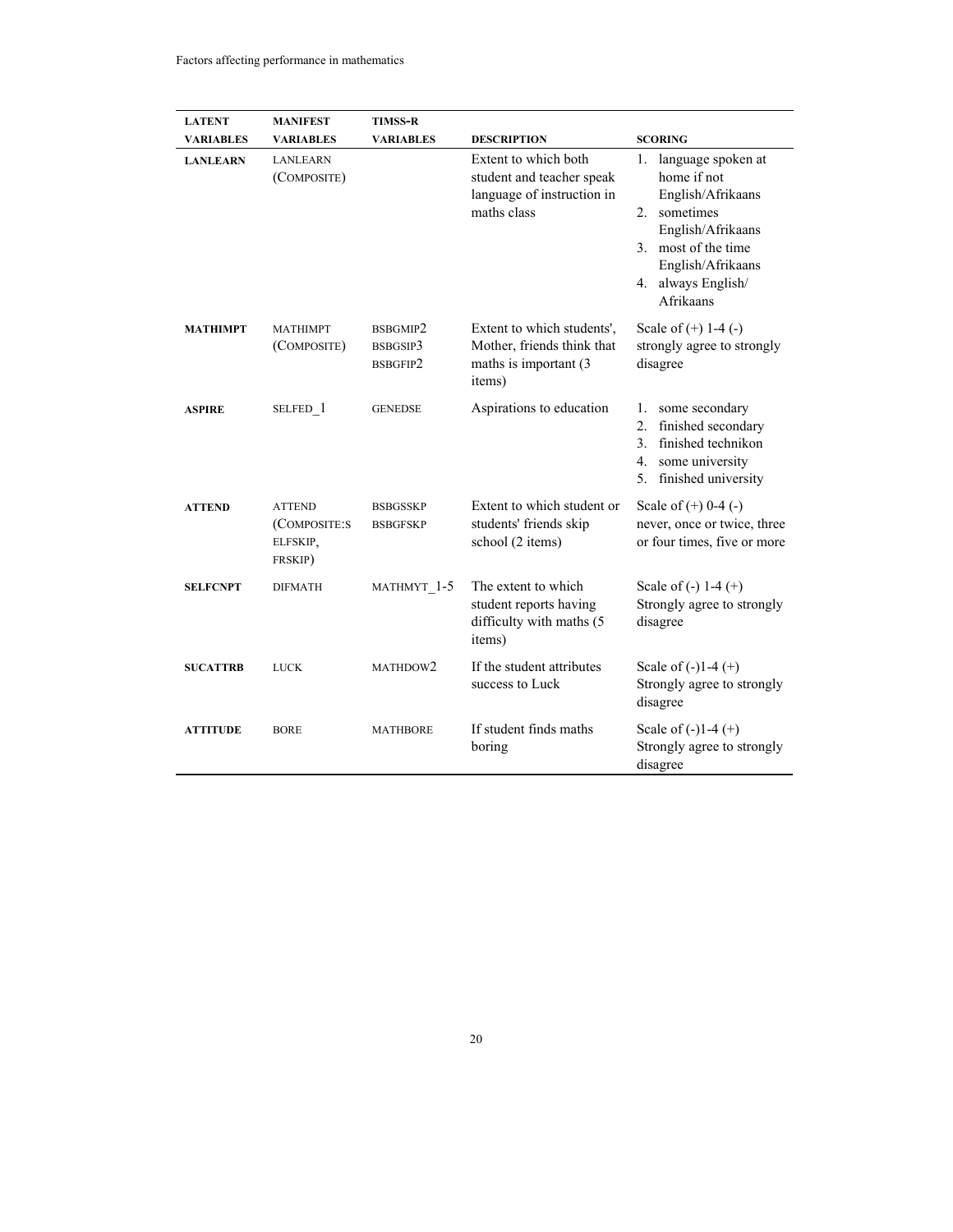| LATENT VARIABLES | MANIFEST VARIABLES | TIMSS-R VARIABLES | DESCRIPTION | SCORING |
|---|---|---|---|---|
| **LANLEARN** | LANLEARN (COMPOSITE) | | Extent to which both student and teacher speak language of instruction in maths class | 1. language spoken at home if not English/Afrikaans 2. sometimes English/Afrikaans 3. most of the time English/Afrikaans 4. always English/ Afrikaans |
| **MATHIMPT** | MATHIMPT (COMPOSITE) | BSBGMIP2 BSBGSIP3 BSBGFIP2 | Extent to which students', Mother, friends think that maths is important (3 items) | Scale of (+) 1-4 (-) strongly agree to strongly disagree |
| **ASPIRE** | SELFED_1 | GENEDSE | Aspirations to education | 1. some secondary 2. finished secondary 3. finished technikon 4. some university 5. finished university |
| **ATTEND** | ATTEND (COMPOSITE:SELFSKIP, FRSKIP) | BSBGSSKP BSBGFSKP | Extent to which student or students' friends skip school (2 items) | Scale of (+) 0-4 (-) never, once or twice, three or four times, five or more |
| **SELFCNPT** | DIFMATH | MATHMYT_1-5 | The extent to which student reports having difficulty with maths (5 items) | Scale of (-) 1-4 (+) Strongly agree to strongly disagree |
| **SUCATTRB** | LUCK | MATHDOW2 | If the student attributes success to Luck | Scale of (-)1-4 (+) Strongly agree to strongly disagree |
| **ATTITUDE** | BORE | MATHBORE | If student finds maths boring | Scale of (-)1-4 (+) Strongly agree to strongly disagree |